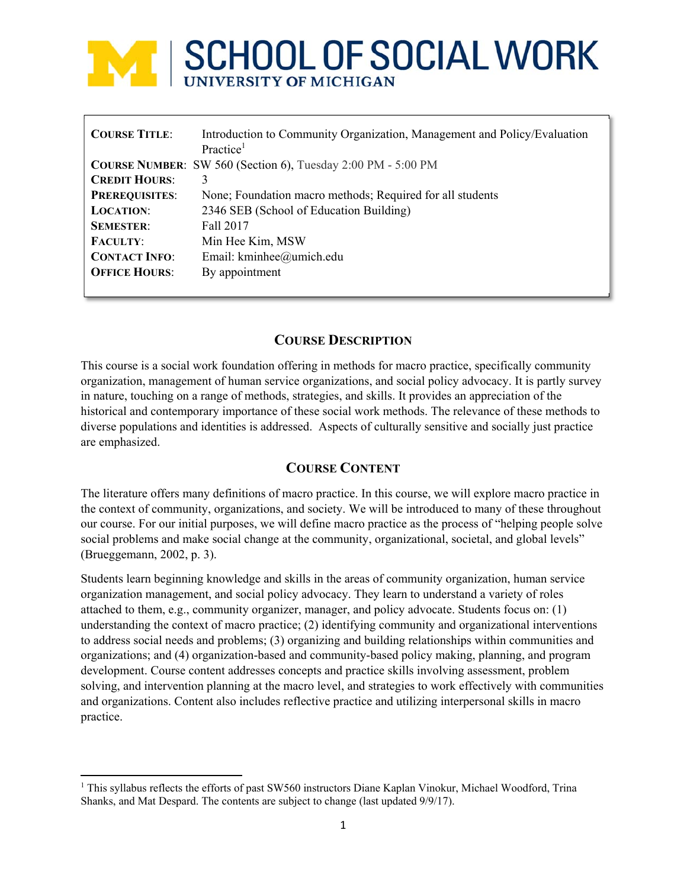# SCHOOL OF SOCIAL WORK
UNIVERSITY OF MICHIGAN

| | |
|---|---|
| **COURSE TITLE**: | Introduction to Community Organization, Management and Policy/Evaluation Practice[1] |
| **COURSE NUMBER**: | SW 560 (Section 6), Tuesday 2:00 PM - 5:00 PM |
| **CREDIT HOURS**: | 3 |
| **PREREQUISITES**: | None; Foundation macro methods; Required for all students |
| **LOCATION**: | 2346 SEB (School of Education Building) |
| **SEMESTER**: | Fall 2017 |
| **FACULTY**: | Min Hee Kim, MSW |
| **CONTACT INFO**: | Email: kminhee@umich.edu |
| **OFFICE HOURS**: | By appointment |

## COURSE DESCRIPTION

This course is a social work foundation offering in methods for macro practice, specifically community organization, management of human service organizations, and social policy advocacy. It is partly survey in nature, touching on a range of methods, strategies, and skills. It provides an appreciation of the historical and contemporary importance of these social work methods. The relevance of these methods to diverse populations and identities is addressed. Aspects of culturally sensitive and socially just practice are emphasized.

## COURSE CONTENT

The literature offers many definitions of macro practice. In this course, we will explore macro practice in the context of community, organizations, and society. We will be introduced to many of these throughout our course. For our initial purposes, we will define macro practice as the process of "helping people solve social problems and make social change at the community, organizational, societal, and global levels" (Brueggemann, 2002, p. 3).

Students learn beginning knowledge and skills in the areas of community organization, human service organization management, and social policy advocacy. They learn to understand a variety of roles attached to them, e.g., community organizer, manager, and policy advocate. Students focus on: (1) understanding the context of macro practice; (2) identifying community and organizational interventions to address social needs and problems; (3) organizing and building relationships within communities and organizations; and (4) organization-based and community-based policy making, planning, and program development. Course content addresses concepts and practice skills involving assessment, problem solving, and intervention planning at the macro level, and strategies to work effectively with communities and organizations. Content also includes reflective practice and utilizing interpersonal skills in macro practice.

[1] This syllabus reflects the efforts of past SW560 instructors Diane Kaplan Vinokur, Michael Woodford, Trina Shanks, and Mat Despard. The contents are subject to change (last updated 9/9/17).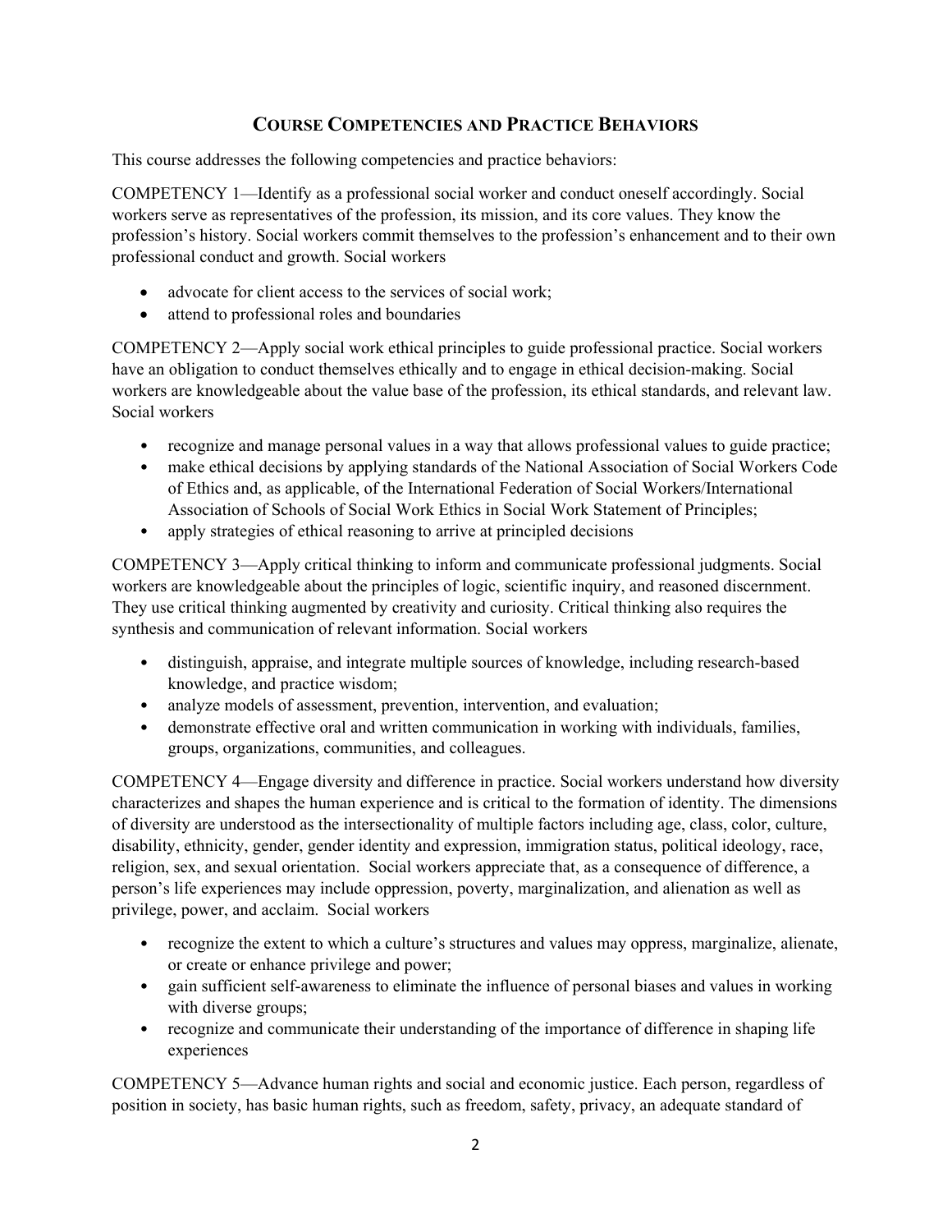## COURSE COMPETENCIES AND PRACTICE BEHAVIORS

This course addresses the following competencies and practice behaviors:

COMPETENCY 1—Identify as a professional social worker and conduct oneself accordingly. Social workers serve as representatives of the profession, its mission, and its core values. They know the profession's history. Social workers commit themselves to the profession's enhancement and to their own professional conduct and growth. Social workers

- advocate for client access to the services of social work;
- attend to professional roles and boundaries

COMPETENCY 2—Apply social work ethical principles to guide professional practice. Social workers have an obligation to conduct themselves ethically and to engage in ethical decision-making. Social workers are knowledgeable about the value base of the profession, its ethical standards, and relevant law. Social workers

- recognize and manage personal values in a way that allows professional values to guide practice;
- make ethical decisions by applying standards of the National Association of Social Workers Code of Ethics and, as applicable, of the International Federation of Social Workers/International Association of Schools of Social Work Ethics in Social Work Statement of Principles;
- apply strategies of ethical reasoning to arrive at principled decisions

COMPETENCY 3—Apply critical thinking to inform and communicate professional judgments. Social workers are knowledgeable about the principles of logic, scientific inquiry, and reasoned discernment. They use critical thinking augmented by creativity and curiosity. Critical thinking also requires the synthesis and communication of relevant information. Social workers

- distinguish, appraise, and integrate multiple sources of knowledge, including research-based knowledge, and practice wisdom;
- analyze models of assessment, prevention, intervention, and evaluation;
- demonstrate effective oral and written communication in working with individuals, families, groups, organizations, communities, and colleagues.

COMPETENCY 4—Engage diversity and difference in practice. Social workers understand how diversity characterizes and shapes the human experience and is critical to the formation of identity. The dimensions of diversity are understood as the intersectionality of multiple factors including age, class, color, culture, disability, ethnicity, gender, gender identity and expression, immigration status, political ideology, race, religion, sex, and sexual orientation. Social workers appreciate that, as a consequence of difference, a person's life experiences may include oppression, poverty, marginalization, and alienation as well as privilege, power, and acclaim. Social workers

- recognize the extent to which a culture's structures and values may oppress, marginalize, alienate, or create or enhance privilege and power;
- gain sufficient self-awareness to eliminate the influence of personal biases and values in working with diverse groups;
- recognize and communicate their understanding of the importance of difference in shaping life experiences

COMPETENCY 5—Advance human rights and social and economic justice. Each person, regardless of position in society, has basic human rights, such as freedom, safety, privacy, an adequate standard of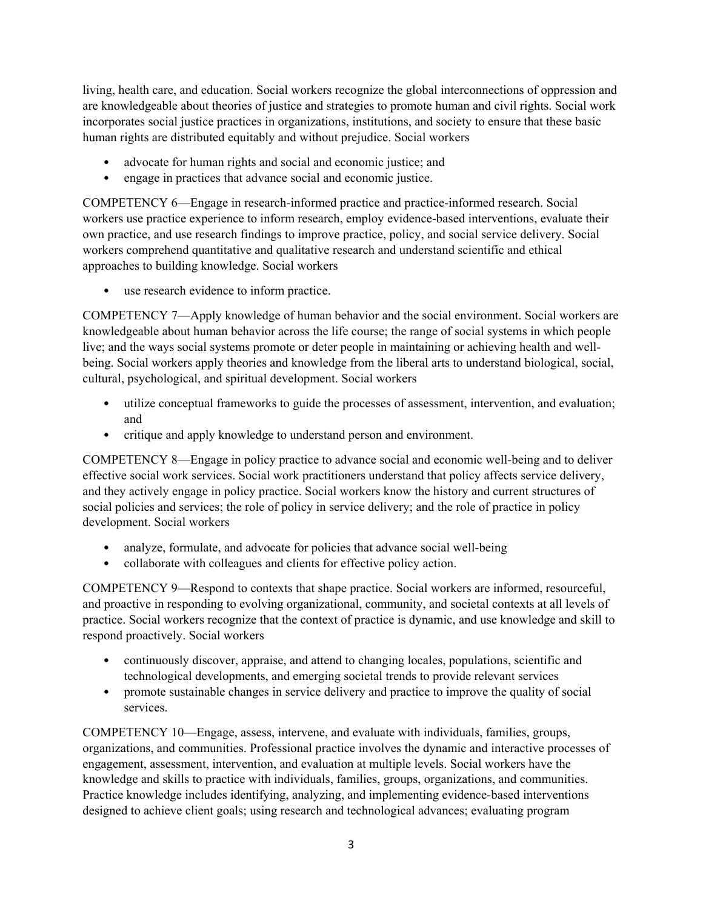living, health care, and education. Social workers recognize the global interconnections of oppression and are knowledgeable about theories of justice and strategies to promote human and civil rights. Social work incorporates social justice practices in organizations, institutions, and society to ensure that these basic human rights are distributed equitably and without prejudice. Social workers

- advocate for human rights and social and economic justice; and
- engage in practices that advance social and economic justice.

COMPETENCY 6—Engage in research-informed practice and practice-informed research. Social workers use practice experience to inform research, employ evidence-based interventions, evaluate their own practice, and use research findings to improve practice, policy, and social service delivery. Social workers comprehend quantitative and qualitative research and understand scientific and ethical approaches to building knowledge. Social workers

- use research evidence to inform practice.

COMPETENCY 7—Apply knowledge of human behavior and the social environment. Social workers are knowledgeable about human behavior across the life course; the range of social systems in which people live; and the ways social systems promote or deter people in maintaining or achieving health and well-being. Social workers apply theories and knowledge from the liberal arts to understand biological, social, cultural, psychological, and spiritual development. Social workers

- utilize conceptual frameworks to guide the processes of assessment, intervention, and evaluation; and
- critique and apply knowledge to understand person and environment.

COMPETENCY 8—Engage in policy practice to advance social and economic well-being and to deliver effective social work services. Social work practitioners understand that policy affects service delivery, and they actively engage in policy practice. Social workers know the history and current structures of social policies and services; the role of policy in service delivery; and the role of practice in policy development. Social workers

- analyze, formulate, and advocate for policies that advance social well-being
- collaborate with colleagues and clients for effective policy action.

COMPETENCY 9—Respond to contexts that shape practice. Social workers are informed, resourceful, and proactive in responding to evolving organizational, community, and societal contexts at all levels of practice. Social workers recognize that the context of practice is dynamic, and use knowledge and skill to respond proactively. Social workers

- continuously discover, appraise, and attend to changing locales, populations, scientific and technological developments, and emerging societal trends to provide relevant services
- promote sustainable changes in service delivery and practice to improve the quality of social services.

COMPETENCY 10—Engage, assess, intervene, and evaluate with individuals, families, groups, organizations, and communities. Professional practice involves the dynamic and interactive processes of engagement, assessment, intervention, and evaluation at multiple levels. Social workers have the knowledge and skills to practice with individuals, families, groups, organizations, and communities. Practice knowledge includes identifying, analyzing, and implementing evidence-based interventions designed to achieve client goals; using research and technological advances; evaluating program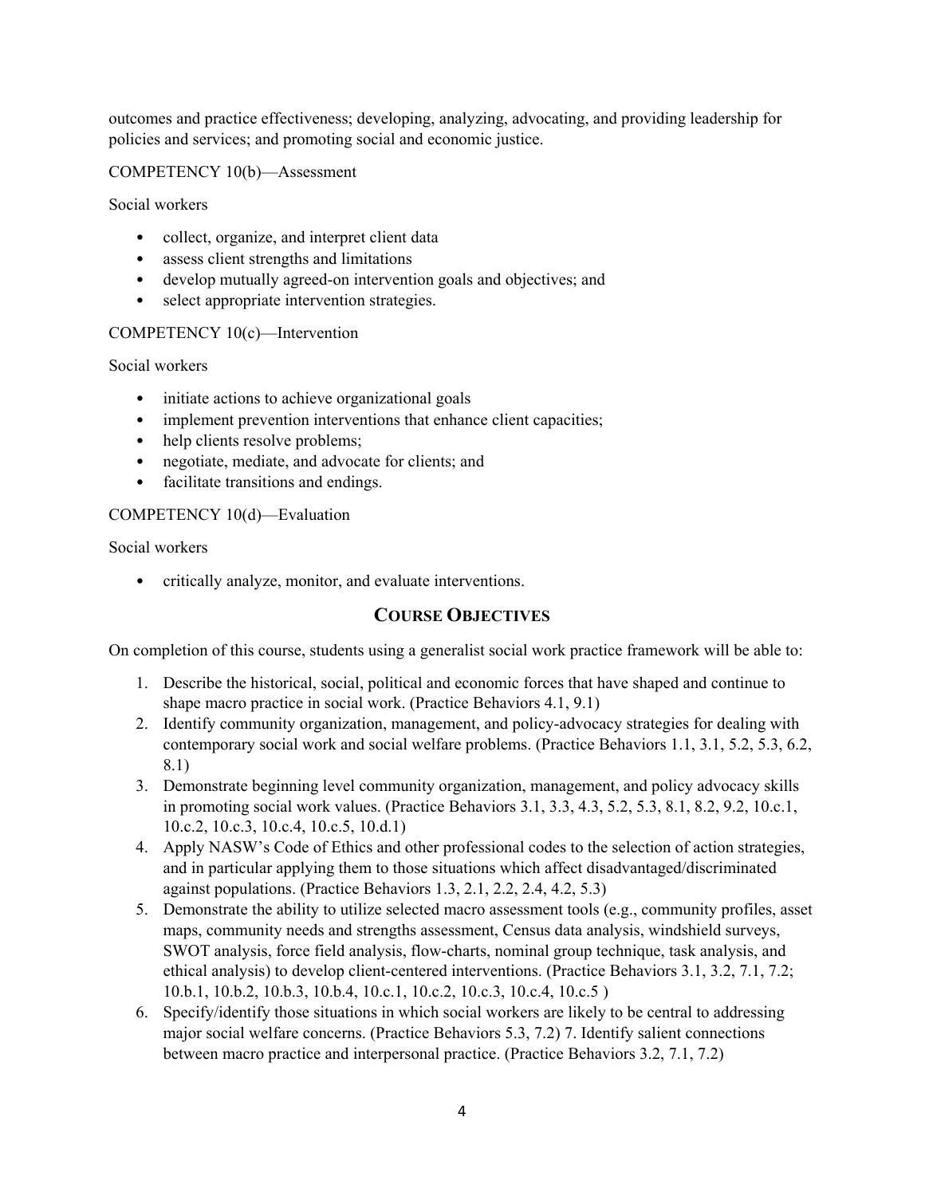outcomes and practice effectiveness; developing, analyzing, advocating, and providing leadership for policies and services; and promoting social and economic justice.

COMPETENCY 10(b)—Assessment

Social workers

- collect, organize, and interpret client data
- assess client strengths and limitations
- develop mutually agreed-on intervention goals and objectives; and
- select appropriate intervention strategies.

COMPETENCY 10(c)—Intervention

Social workers

- initiate actions to achieve organizational goals
- implement prevention interventions that enhance client capacities;
- help clients resolve problems;
- negotiate, mediate, and advocate for clients; and
- facilitate transitions and endings.

COMPETENCY 10(d)—Evaluation

Social workers

- critically analyze, monitor, and evaluate interventions.

## COURSE OBJECTIVES

On completion of this course, students using a generalist social work practice framework will be able to:

1. Describe the historical, social, political and economic forces that have shaped and continue to shape macro practice in social work. (Practice Behaviors 4.1, 9.1)
2. Identify community organization, management, and policy-advocacy strategies for dealing with contemporary social work and social welfare problems. (Practice Behaviors 1.1, 3.1, 5.2, 5.3, 6.2, 8.1)
3. Demonstrate beginning level community organization, management, and policy advocacy skills in promoting social work values. (Practice Behaviors 3.1, 3.3, 4.3, 5.2, 5.3, 8.1, 8.2, 9.2, 10.c.1, 10.c.2, 10.c.3, 10.c.4, 10.c.5, 10.d.1)
4. Apply NASW's Code of Ethics and other professional codes to the selection of action strategies, and in particular applying them to those situations which affect disadvantaged/discriminated against populations. (Practice Behaviors 1.3, 2.1, 2.2, 2.4, 4.2, 5.3)
5. Demonstrate the ability to utilize selected macro assessment tools (e.g., community profiles, asset maps, community needs and strengths assessment, Census data analysis, windshield surveys, SWOT analysis, force field analysis, flow-charts, nominal group technique, task analysis, and ethical analysis) to develop client-centered interventions. (Practice Behaviors 3.1, 3.2, 7.1, 7.2; 10.b.1, 10.b.2, 10.b.3, 10.b.4, 10.c.1, 10.c.2, 10.c.3, 10.c.4, 10.c.5 )
6. Specify/identify those situations in which social workers are likely to be central to addressing major social welfare concerns. (Practice Behaviors 5.3, 7.2) 7. Identify salient connections between macro practice and interpersonal practice. (Practice Behaviors 3.2, 7.1, 7.2)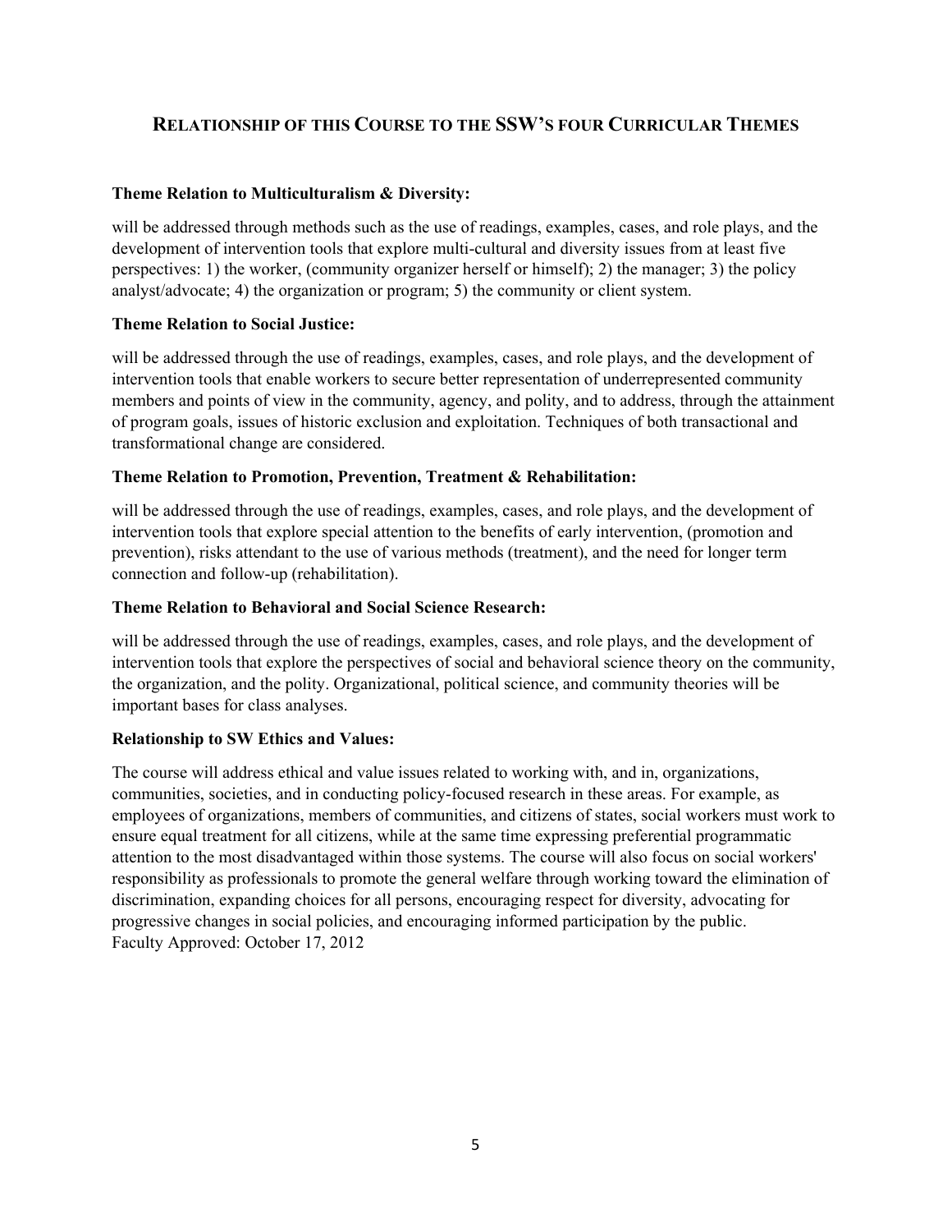## RELATIONSHIP OF THIS COURSE TO THE SSW'S FOUR CURRICULAR THEMES

**Theme Relation to Multiculturalism & Diversity:**

will be addressed through methods such as the use of readings, examples, cases, and role plays, and the development of intervention tools that explore multi-cultural and diversity issues from at least five perspectives: 1) the worker, (community organizer herself or himself); 2) the manager; 3) the policy analyst/advocate; 4) the organization or program; 5) the community or client system.

**Theme Relation to Social Justice:**

will be addressed through the use of readings, examples, cases, and role plays, and the development of intervention tools that enable workers to secure better representation of underrepresented community members and points of view in the community, agency, and polity, and to address, through the attainment of program goals, issues of historic exclusion and exploitation. Techniques of both transactional and transformational change are considered.

**Theme Relation to Promotion, Prevention, Treatment & Rehabilitation:**

will be addressed through the use of readings, examples, cases, and role plays, and the development of intervention tools that explore special attention to the benefits of early intervention, (promotion and prevention), risks attendant to the use of various methods (treatment), and the need for longer term connection and follow-up (rehabilitation).

**Theme Relation to Behavioral and Social Science Research:**

will be addressed through the use of readings, examples, cases, and role plays, and the development of intervention tools that explore the perspectives of social and behavioral science theory on the community, the organization, and the polity. Organizational, political science, and community theories will be important bases for class analyses.

**Relationship to SW Ethics and Values:**

The course will address ethical and value issues related to working with, and in, organizations, communities, societies, and in conducting policy-focused research in these areas. For example, as employees of organizations, members of communities, and citizens of states, social workers must work to ensure equal treatment for all citizens, while at the same time expressing preferential programmatic attention to the most disadvantaged within those systems. The course will also focus on social workers' responsibility as professionals to promote the general welfare through working toward the elimination of discrimination, expanding choices for all persons, encouraging respect for diversity, advocating for progressive changes in social policies, and encouraging informed participation by the public.
Faculty Approved: October 17, 2012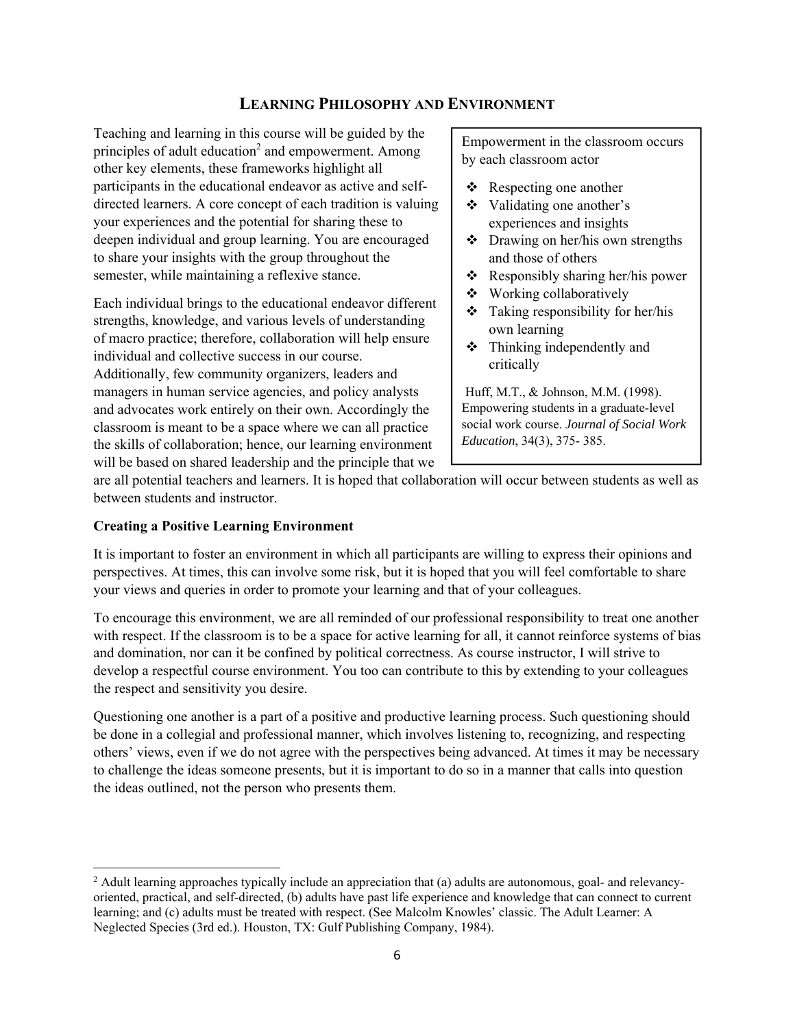## Learning Philosophy and Environment

Teaching and learning in this course will be guided by the principles of adult education[2] and empowerment. Among other key elements, these frameworks highlight all participants in the educational endeavor as active and self-directed learners. A core concept of each tradition is valuing your experiences and the potential for sharing these to deepen individual and group learning. You are encouraged to share your insights with the group throughout the semester, while maintaining a reflexive stance.

Each individual brings to the educational endeavor different strengths, knowledge, and various levels of understanding of macro practice; therefore, collaboration will help ensure individual and collective success in our course. Additionally, few community organizers, leaders and managers in human service agencies, and policy analysts and advocates work entirely on their own. Accordingly the classroom is meant to be a space where we can all practice the skills of collaboration; hence, our learning environment will be based on shared leadership and the principle that we are all potential teachers and learners. It is hoped that collaboration will occur between students as well as between students and instructor.

> Empowerment in the classroom occurs by each classroom actor
>
> - Respecting one another
> - Validating one another's experiences and insights
> - Drawing on her/his own strengths and those of others
> - Responsibly sharing her/his power
> - Working collaboratively
> - Taking responsibility for her/his own learning
> - Thinking independently and critically
>
> Huff, M.T., & Johnson, M.M. (1998). Empowering students in a graduate-level social work course. *Journal of Social Work Education*, 34(3), 375- 385.

**Creating a Positive Learning Environment**

It is important to foster an environment in which all participants are willing to express their opinions and perspectives. At times, this can involve some risk, but it is hoped that you will feel comfortable to share your views and queries in order to promote your learning and that of your colleagues.

To encourage this environment, we are all reminded of our professional responsibility to treat one another with respect. If the classroom is to be a space for active learning for all, it cannot reinforce systems of bias and domination, nor can it be confined by political correctness. As course instructor, I will strive to develop a respectful course environment. You too can contribute to this by extending to your colleagues the respect and sensitivity you desire.

Questioning one another is a part of a positive and productive learning process. Such questioning should be done in a collegial and professional manner, which involves listening to, recognizing, and respecting others' views, even if we do not agree with the perspectives being advanced. At times it may be necessary to challenge the ideas someone presents, but it is important to do so in a manner that calls into question the ideas outlined, not the person who presents them.

---

[2] Adult learning approaches typically include an appreciation that (a) adults are autonomous, goal- and relevancy-oriented, practical, and self-directed, (b) adults have past life experience and knowledge that can connect to current learning; and (c) adults must be treated with respect. (See Malcolm Knowles' classic. The Adult Learner: A Neglected Species (3rd ed.). Houston, TX: Gulf Publishing Company, 1984).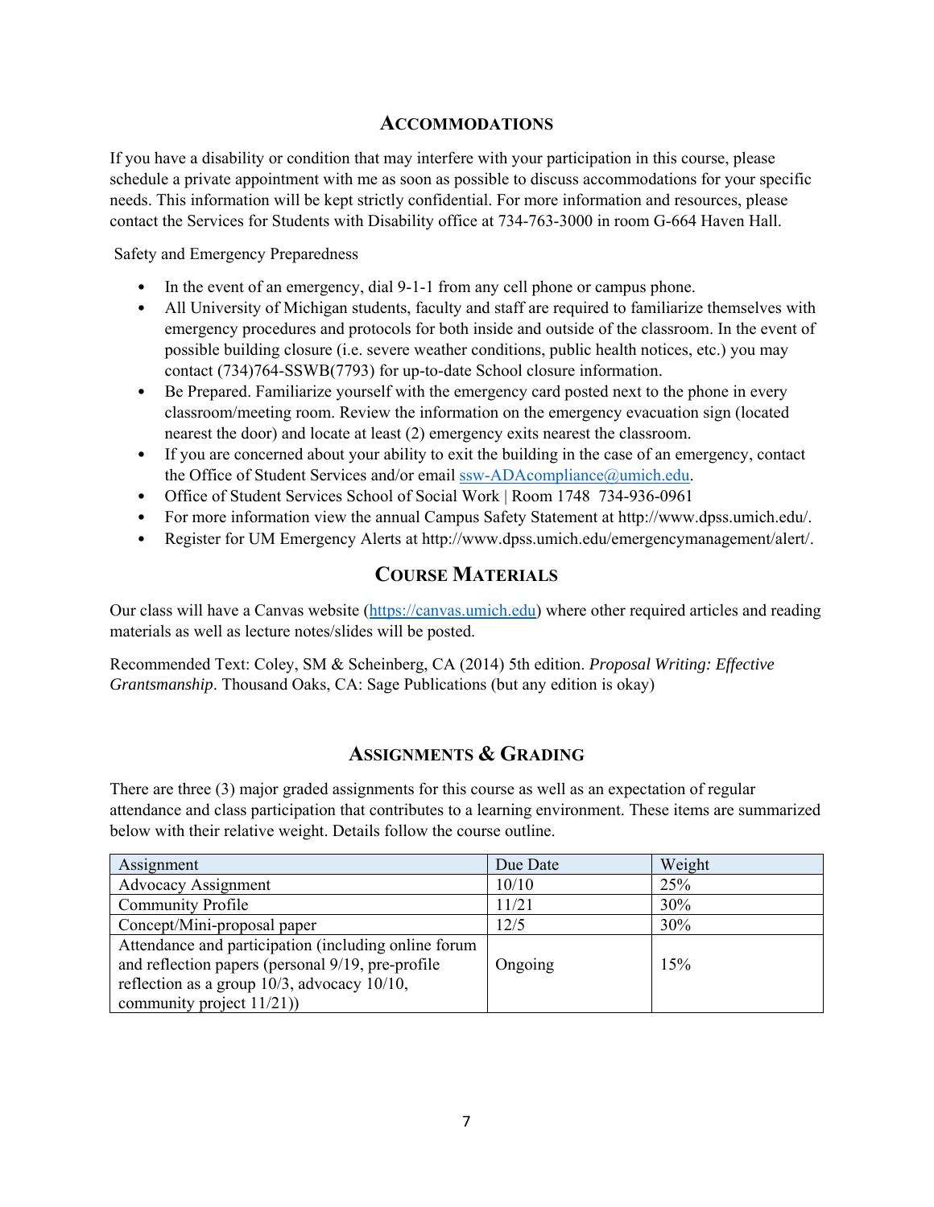## Accommodations

If you have a disability or condition that may interfere with your participation in this course, please schedule a private appointment with me as soon as possible to discuss accommodations for your specific needs. This information will be kept strictly confidential. For more information and resources, please contact the Services for Students with Disability office at 734-763-3000 in room G-664 Haven Hall.

Safety and Emergency Preparedness

- In the event of an emergency, dial 9-1-1 from any cell phone or campus phone.
- All University of Michigan students, faculty and staff are required to familiarize themselves with emergency procedures and protocols for both inside and outside of the classroom. In the event of possible building closure (i.e. severe weather conditions, public health notices, etc.) you may contact (734)764-SSWB(7793) for up-to-date School closure information.
- Be Prepared. Familiarize yourself with the emergency card posted next to the phone in every classroom/meeting room. Review the information on the emergency evacuation sign (located nearest the door) and locate at least (2) emergency exits nearest the classroom.
- If you are concerned about your ability to exit the building in the case of an emergency, contact the Office of Student Services and/or email ssw-ADAcompliance@umich.edu.
- Office of Student Services School of Social Work | Room 1748 734-936-0961
- For more information view the annual Campus Safety Statement at http://www.dpss.umich.edu/.
- Register for UM Emergency Alerts at http://www.dpss.umich.edu/emergencymanagement/alert/.

## Course Materials

Our class will have a Canvas website (https://canvas.umich.edu) where other required articles and reading materials as well as lecture notes/slides will be posted.

Recommended Text: Coley, SM & Scheinberg, CA (2014) 5th edition. *Proposal Writing: Effective Grantsmanship*. Thousand Oaks, CA: Sage Publications (but any edition is okay)

## Assignments & Grading

There are three (3) major graded assignments for this course as well as an expectation of regular attendance and class participation that contributes to a learning environment. These items are summarized below with their relative weight. Details follow the course outline.

| Assignment | Due Date | Weight |
|---|---|---|
| Advocacy Assignment | 10/10 | 25% |
| Community Profile | 11/21 | 30% |
| Concept/Mini-proposal paper | 12/5 | 30% |
| Attendance and participation (including online forum and reflection papers (personal 9/19, pre-profile reflection as a group 10/3, advocacy 10/10, community project 11/21)) | Ongoing | 15% |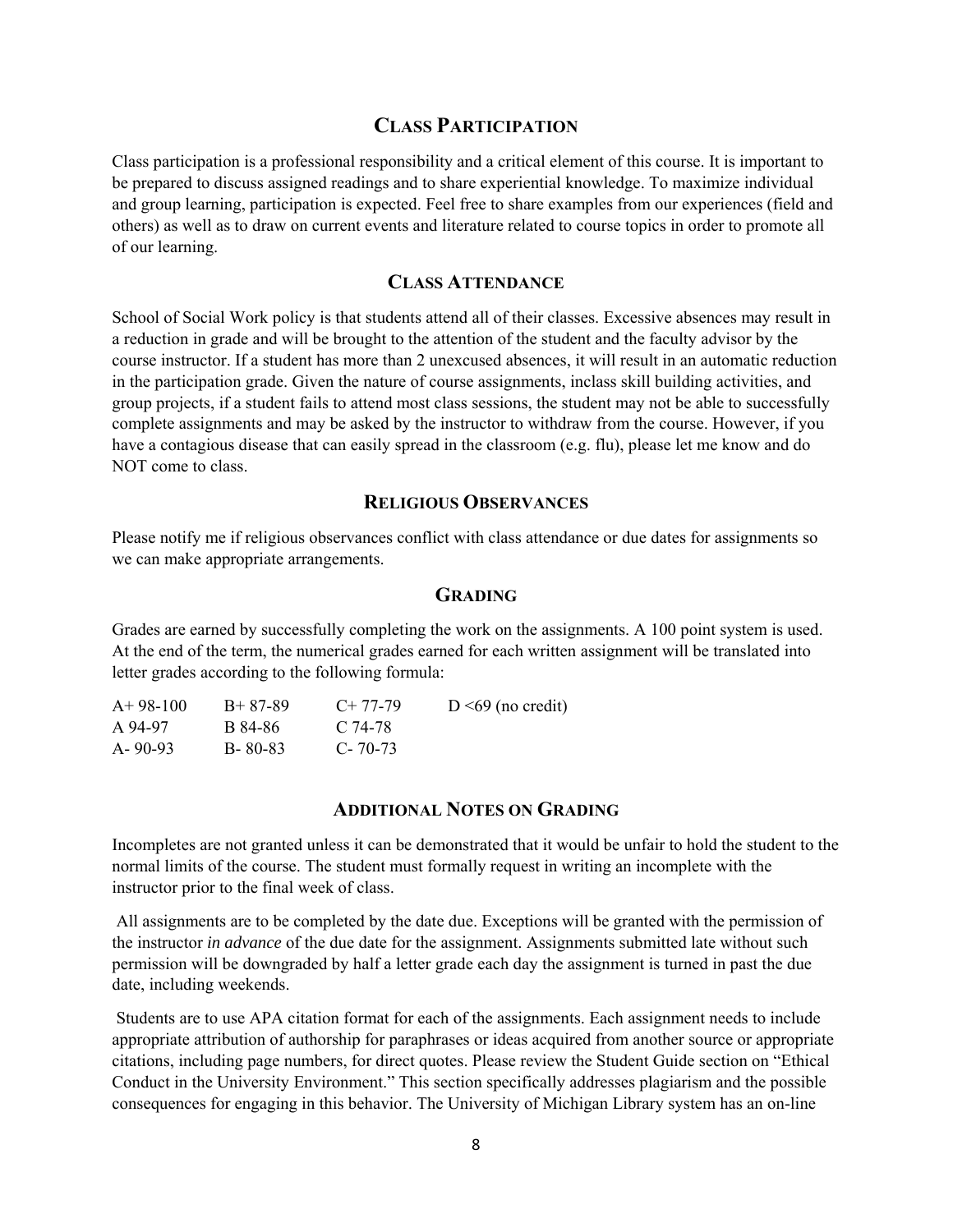## Class Participation

Class participation is a professional responsibility and a critical element of this course. It is important to be prepared to discuss assigned readings and to share experiential knowledge. To maximize individual and group learning, participation is expected. Feel free to share examples from our experiences (field and others) as well as to draw on current events and literature related to course topics in order to promote all of our learning.

## Class Attendance

School of Social Work policy is that students attend all of their classes. Excessive absences may result in a reduction in grade and will be brought to the attention of the student and the faculty advisor by the course instructor. If a student has more than 2 unexcused absences, it will result in an automatic reduction in the participation grade. Given the nature of course assignments, inclass skill building activities, and group projects, if a student fails to attend most class sessions, the student may not be able to successfully complete assignments and may be asked by the instructor to withdraw from the course. However, if you have a contagious disease that can easily spread in the classroom (e.g. flu), please let me know and do NOT come to class.

## Religious Observances

Please notify me if religious observances conflict with class attendance or due dates for assignments so we can make appropriate arrangements.

## Grading

Grades are earned by successfully completing the work on the assignments. A 100 point system is used. At the end of the term, the numerical grades earned for each written assignment will be translated into letter grades according to the following formula:

| | | | |
|---|---|---|---|
| A+ 98-100 | B+ 87-89 | C+ 77-79 | D <69 (no credit) |
| A 94-97 | B 84-86 | C 74-78 | |
| A- 90-93 | B- 80-83 | C- 70-73 | |

## Additional Notes on Grading

Incompletes are not granted unless it can be demonstrated that it would be unfair to hold the student to the normal limits of the course. The student must formally request in writing an incomplete with the instructor prior to the final week of class.

All assignments are to be completed by the date due. Exceptions will be granted with the permission of the instructor *in advance* of the due date for the assignment. Assignments submitted late without such permission will be downgraded by half a letter grade each day the assignment is turned in past the due date, including weekends.

Students are to use APA citation format for each of the assignments. Each assignment needs to include appropriate attribution of authorship for paraphrases or ideas acquired from another source or appropriate citations, including page numbers, for direct quotes. Please review the Student Guide section on "Ethical Conduct in the University Environment." This section specifically addresses plagiarism and the possible consequences for engaging in this behavior. The University of Michigan Library system has an on-line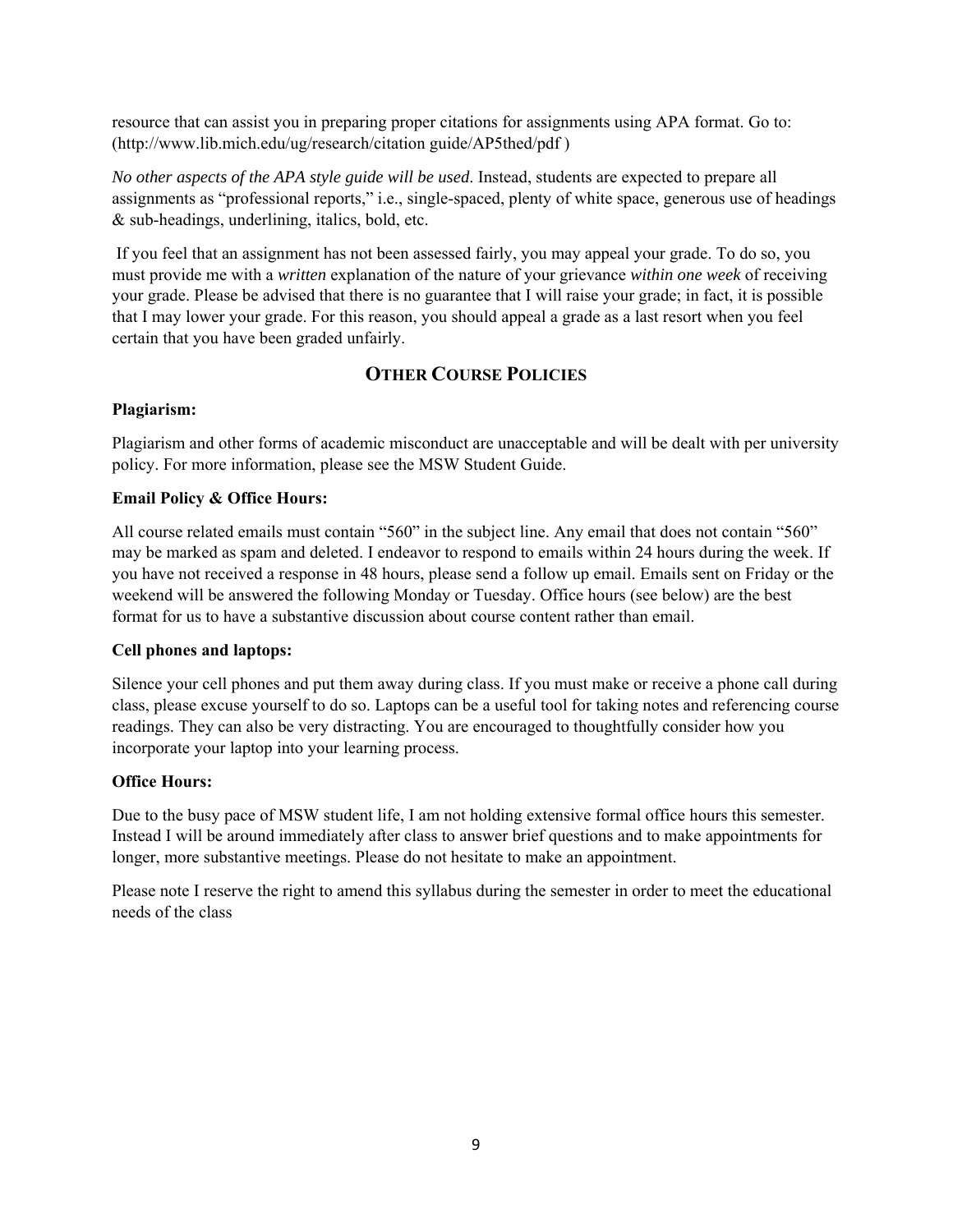resource that can assist you in preparing proper citations for assignments using APA format. Go to: (http://www.lib.mich.edu/ug/research/citation guide/AP5thed/pdf )

*No other aspects of the APA style guide will be used*. Instead, students are expected to prepare all assignments as "professional reports," i.e., single-spaced, plenty of white space, generous use of headings & sub-headings, underlining, italics, bold, etc.

If you feel that an assignment has not been assessed fairly, you may appeal your grade. To do so, you must provide me with a *written* explanation of the nature of your grievance *within one week* of receiving your grade. Please be advised that there is no guarantee that I will raise your grade; in fact, it is possible that I may lower your grade. For this reason, you should appeal a grade as a last resort when you feel certain that you have been graded unfairly.

## OTHER COURSE POLICIES

**Plagiarism:**

Plagiarism and other forms of academic misconduct are unacceptable and will be dealt with per university policy. For more information, please see the MSW Student Guide.

**Email Policy & Office Hours:**

All course related emails must contain "560" in the subject line. Any email that does not contain "560" may be marked as spam and deleted. I endeavor to respond to emails within 24 hours during the week. If you have not received a response in 48 hours, please send a follow up email. Emails sent on Friday or the weekend will be answered the following Monday or Tuesday. Office hours (see below) are the best format for us to have a substantive discussion about course content rather than email.

**Cell phones and laptops:**

Silence your cell phones and put them away during class. If you must make or receive a phone call during class, please excuse yourself to do so. Laptops can be a useful tool for taking notes and referencing course readings. They can also be very distracting. You are encouraged to thoughtfully consider how you incorporate your laptop into your learning process.

**Office Hours:**

Due to the busy pace of MSW student life, I am not holding extensive formal office hours this semester. Instead I will be around immediately after class to answer brief questions and to make appointments for longer, more substantive meetings. Please do not hesitate to make an appointment.

Please note I reserve the right to amend this syllabus during the semester in order to meet the educational needs of the class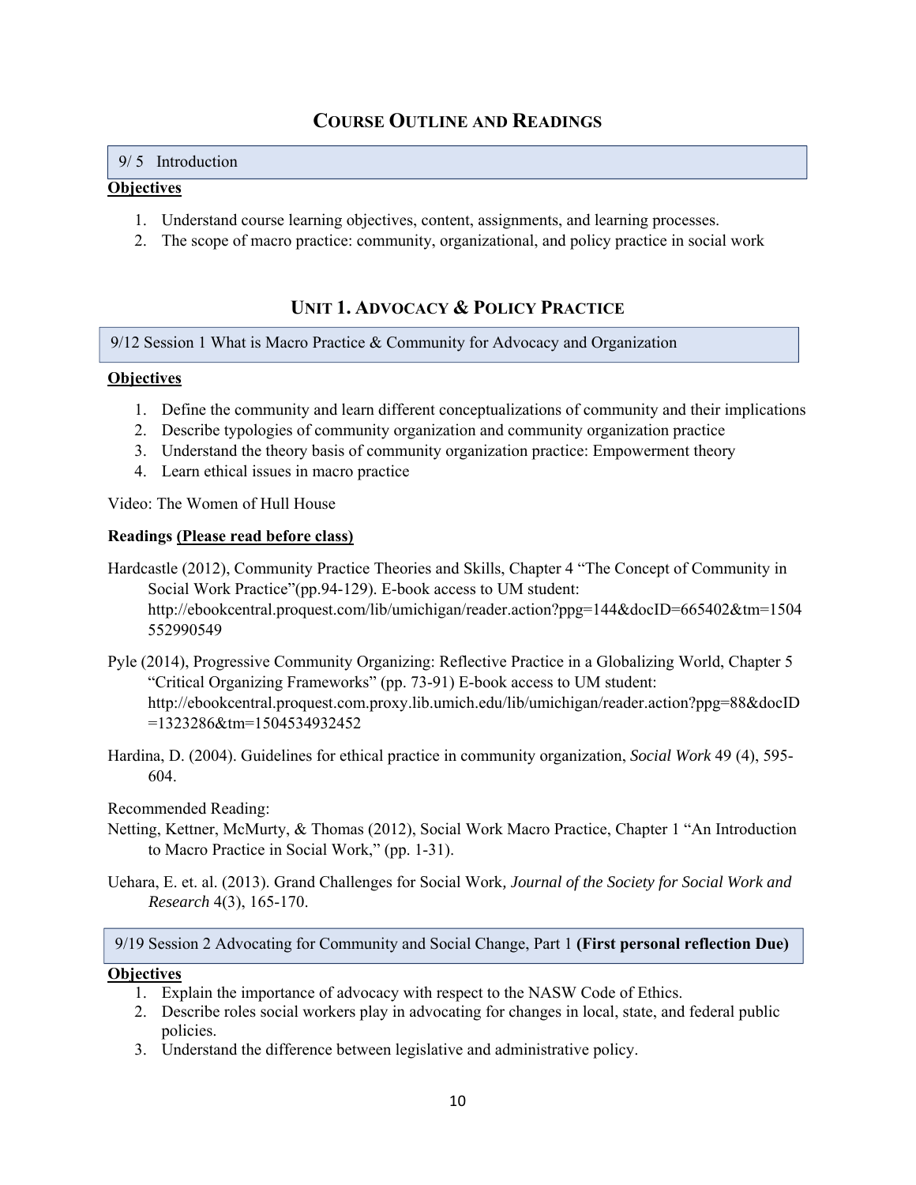# Course Outline and Readings

9/ 5 Introduction

**Objectives**

1. Understand course learning objectives, content, assignments, and learning processes.
2. The scope of macro practice: community, organizational, and policy practice in social work

## Unit 1. Advocacy & Policy Practice

9/12 Session 1 What is Macro Practice & Community for Advocacy and Organization

**Objectives**

1. Define the community and learn different conceptualizations of community and their implications
2. Describe typologies of community organization and community organization practice
3. Understand the theory basis of community organization practice: Empowerment theory
4. Learn ethical issues in macro practice

Video: The Women of Hull House

**Readings (Please read before class)**

Hardcastle (2012), Community Practice Theories and Skills, Chapter 4 "The Concept of Community in Social Work Practice"(pp.94-129). E-book access to UM student: http://ebookcentral.proquest.com/lib/umichigan/reader.action?ppg=144&docID=665402&tm=1504552990549

Pyle (2014), Progressive Community Organizing: Reflective Practice in a Globalizing World, Chapter 5 "Critical Organizing Frameworks" (pp. 73-91) E-book access to UM student: http://ebookcentral.proquest.com.proxy.lib.umich.edu/lib/umichigan/reader.action?ppg=88&docID=1323286&tm=1504534932452

Hardina, D. (2004). Guidelines for ethical practice in community organization, *Social Work* 49 (4), 595-604.

Recommended Reading:

Netting, Kettner, McMurty, & Thomas (2012), Social Work Macro Practice, Chapter 1 "An Introduction to Macro Practice in Social Work," (pp. 1-31).

Uehara, E. et. al. (2013). Grand Challenges for Social Work*, Journal of the Society for Social Work and Research* 4(3), 165-170.

9/19 Session 2 Advocating for Community and Social Change, Part 1 **(First personal reflection Due)**

**Objectives**

1. Explain the importance of advocacy with respect to the NASW Code of Ethics.
2. Describe roles social workers play in advocating for changes in local, state, and federal public policies.
3. Understand the difference between legislative and administrative policy.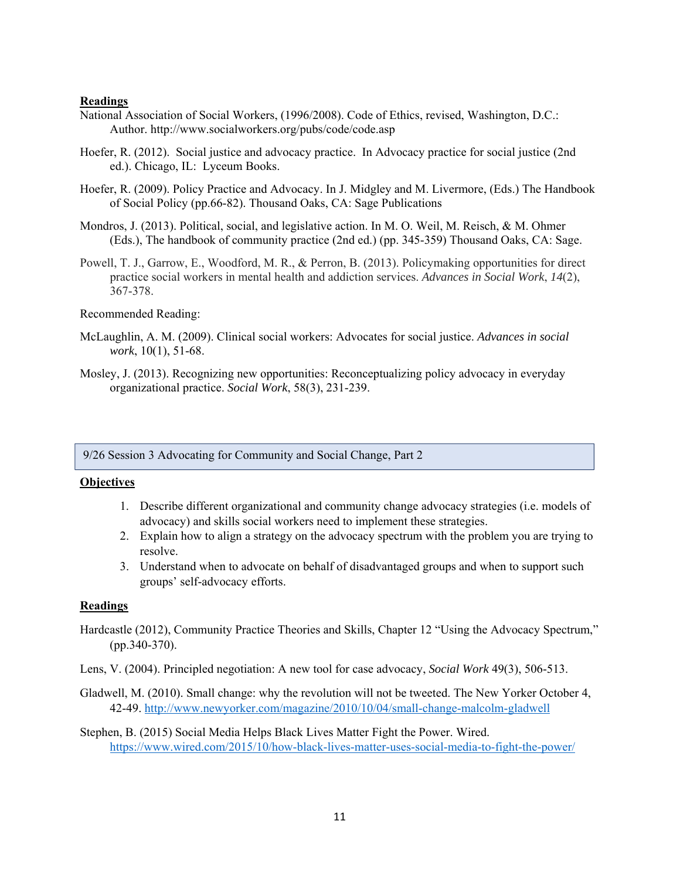**Readings**

National Association of Social Workers, (1996/2008). Code of Ethics, revised, Washington, D.C.: Author. http://www.socialworkers.org/pubs/code/code.asp

Hoefer, R. (2012). Social justice and advocacy practice. In Advocacy practice for social justice (2nd ed.). Chicago, IL: Lyceum Books.

Hoefer, R. (2009). Policy Practice and Advocacy. In J. Midgley and M. Livermore, (Eds.) The Handbook of Social Policy (pp.66-82). Thousand Oaks, CA: Sage Publications

Mondros, J. (2013). Political, social, and legislative action. In M. O. Weil, M. Reisch, & M. Ohmer (Eds.), The handbook of community practice (2nd ed.) (pp. 345-359) Thousand Oaks, CA: Sage.

Powell, T. J., Garrow, E., Woodford, M. R., & Perron, B. (2013). Policymaking opportunities for direct practice social workers in mental health and addiction services. *Advances in Social Work*, *14*(2), 367-378.

Recommended Reading:

McLaughlin, A. M. (2009). Clinical social workers: Advocates for social justice. *Advances in social work*, 10(1), 51-68.

Mosley, J. (2013). Recognizing new opportunities: Reconceptualizing policy advocacy in everyday organizational practice. *Social Work*, 58(3), 231-239.

## 9/26 Session 3 Advocating for Community and Social Change, Part 2

**Objectives**

1. Describe different organizational and community change advocacy strategies (i.e. models of advocacy) and skills social workers need to implement these strategies.
2. Explain how to align a strategy on the advocacy spectrum with the problem you are trying to resolve.
3. Understand when to advocate on behalf of disadvantaged groups and when to support such groups' self-advocacy efforts.

**Readings**

Hardcastle (2012), Community Practice Theories and Skills, Chapter 12 "Using the Advocacy Spectrum," (pp.340-370).

Lens, V. (2004). Principled negotiation: A new tool for case advocacy, *Social Work* 49(3), 506-513.

Gladwell, M. (2010). Small change: why the revolution will not be tweeted. The New Yorker October 4, 42-49. http://www.newyorker.com/magazine/2010/10/04/small-change-malcolm-gladwell

Stephen, B. (2015) Social Media Helps Black Lives Matter Fight the Power. Wired. https://www.wired.com/2015/10/how-black-lives-matter-uses-social-media-to-fight-the-power/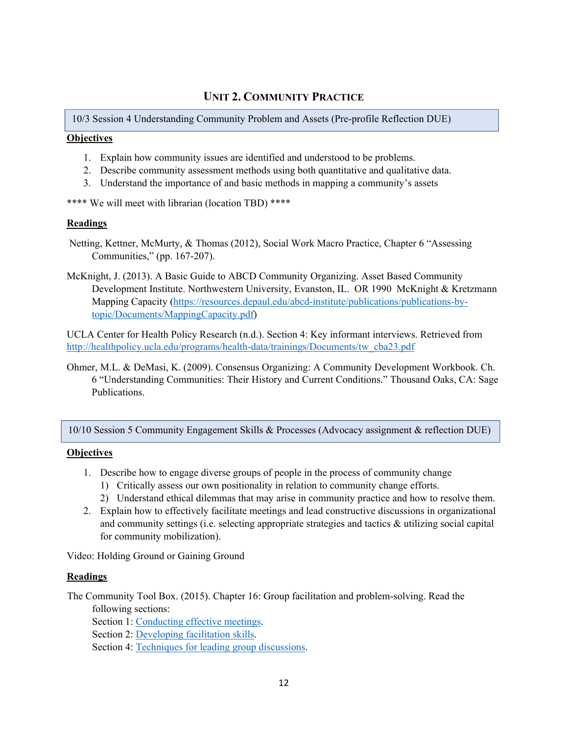## Unit 2. Community Practice

**10/3 Session 4 Understanding Community Problem and Assets (Pre-profile Reflection DUE)**

**Objectives**

1. Explain how community issues are identified and understood to be problems.
2. Describe community assessment methods using both quantitative and qualitative data.
3. Understand the importance of and basic methods in mapping a community's assets

**** We will meet with librarian (location TBD) ****

**Readings**

Netting, Kettner, McMurty, & Thomas (2012), Social Work Macro Practice, Chapter 6 "Assessing Communities," (pp. 167-207).

McKnight, J. (2013). A Basic Guide to ABCD Community Organizing. Asset Based Community Development Institute. Northwestern University, Evanston, IL. OR 1990 McKnight & Kretzmann Mapping Capacity ([https://resources.depaul.edu/abcd-institute/publications/publications-by-topic/Documents/MappingCapacity.pdf](https://resources.depaul.edu/abcd-institute/publications/publications-by-topic/Documents/MappingCapacity.pdf))

UCLA Center for Health Policy Research (n.d.). Section 4: Key informant interviews. Retrieved from [http://healthpolicy.ucla.edu/programs/health-data/trainings/Documents/tw_cba23.pdf](http://healthpolicy.ucla.edu/programs/health-data/trainings/Documents/tw_cba23.pdf)

Ohmer, M.L. & DeMasi, K. (2009). Consensus Organizing: A Community Development Workbook. Ch. 6 "Understanding Communities: Their History and Current Conditions." Thousand Oaks, CA: Sage Publications.

**10/10 Session 5 Community Engagement Skills & Processes (Advocacy assignment & reflection DUE)**

**Objectives**

1. Describe how to engage diverse groups of people in the process of community change
   1) Critically assess our own positionality in relation to community change efforts.
   2) Understand ethical dilemmas that may arise in community practice and how to resolve them.
2. Explain how to effectively facilitate meetings and lead constructive discussions in organizational and community settings (i.e. selecting appropriate strategies and tactics & utilizing social capital for community mobilization).

Video: Holding Ground or Gaining Ground

**Readings**

The Community Tool Box. (2015). Chapter 16: Group facilitation and problem-solving. Read the following sections:
Section 1: Conducting effective meetings.
Section 2: Developing facilitation skills.
Section 4: Techniques for leading group discussions.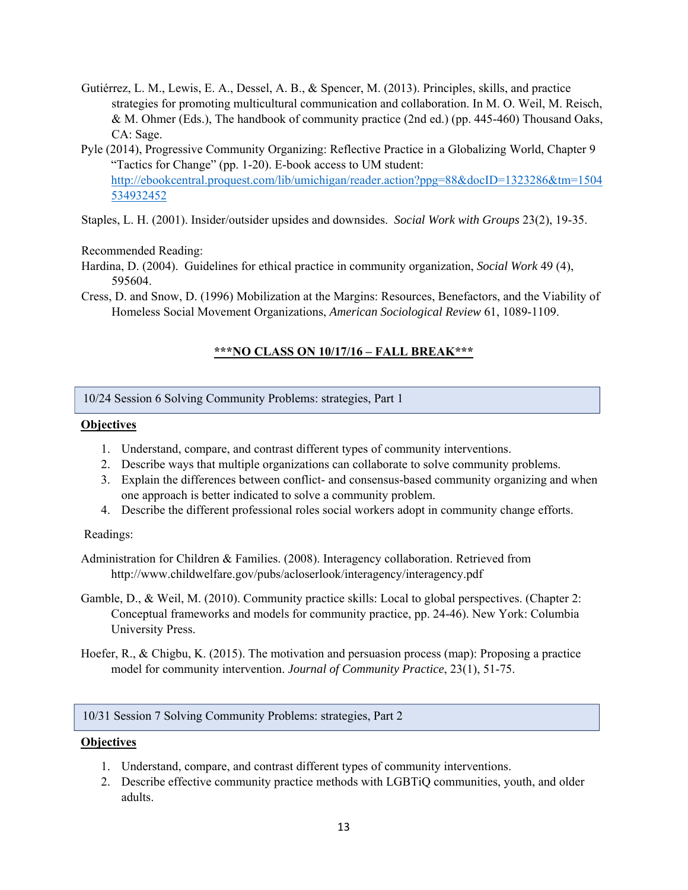Gutiérrez, L. M., Lewis, E. A., Dessel, A. B., & Spencer, M. (2013). Principles, skills, and practice strategies for promoting multicultural communication and collaboration. In M. O. Weil, M. Reisch, & M. Ohmer (Eds.), The handbook of community practice (2nd ed.) (pp. 445-460) Thousand Oaks, CA: Sage.

Pyle (2014), Progressive Community Organizing: Reflective Practice in a Globalizing World, Chapter 9 "Tactics for Change" (pp. 1-20). E-book access to UM student: http://ebookcentral.proquest.com/lib/umichigan/reader.action?ppg=88&docID=1323286&tm=1504534932452

Staples, L. H. (2001). Insider/outsider upsides and downsides. *Social Work with Groups* 23(2), 19-35.

Recommended Reading:

Hardina, D. (2004). Guidelines for ethical practice in community organization, *Social Work* 49 (4), 595604.

Cress, D. and Snow, D. (1996) Mobilization at the Margins: Resources, Benefactors, and the Viability of Homeless Social Movement Organizations, *American Sociological Review* 61, 1089-1109.

**<u>***NO CLASS ON 10/17/16 – FALL BREAK***</u>**

## 10/24 Session 6 Solving Community Problems: strategies, Part 1

**Objectives**

1. Understand, compare, and contrast different types of community interventions.
2. Describe ways that multiple organizations can collaborate to solve community problems.
3. Explain the differences between conflict- and consensus-based community organizing and when one approach is better indicated to solve a community problem.
4. Describe the different professional roles social workers adopt in community change efforts.

Readings:

Administration for Children & Families. (2008). Interagency collaboration. Retrieved from http://www.childwelfare.gov/pubs/acloserlook/interagency/interagency.pdf

Gamble, D., & Weil, M. (2010). Community practice skills: Local to global perspectives. (Chapter 2: Conceptual frameworks and models for community practice, pp. 24-46). New York: Columbia University Press.

Hoefer, R., & Chigbu, K. (2015). The motivation and persuasion process (map): Proposing a practice model for community intervention. *Journal of Community Practice*, 23(1), 51-75.

## 10/31 Session 7 Solving Community Problems: strategies, Part 2

**Objectives**

1. Understand, compare, and contrast different types of community interventions.
2. Describe effective community practice methods with LGBTiQ communities, youth, and older adults.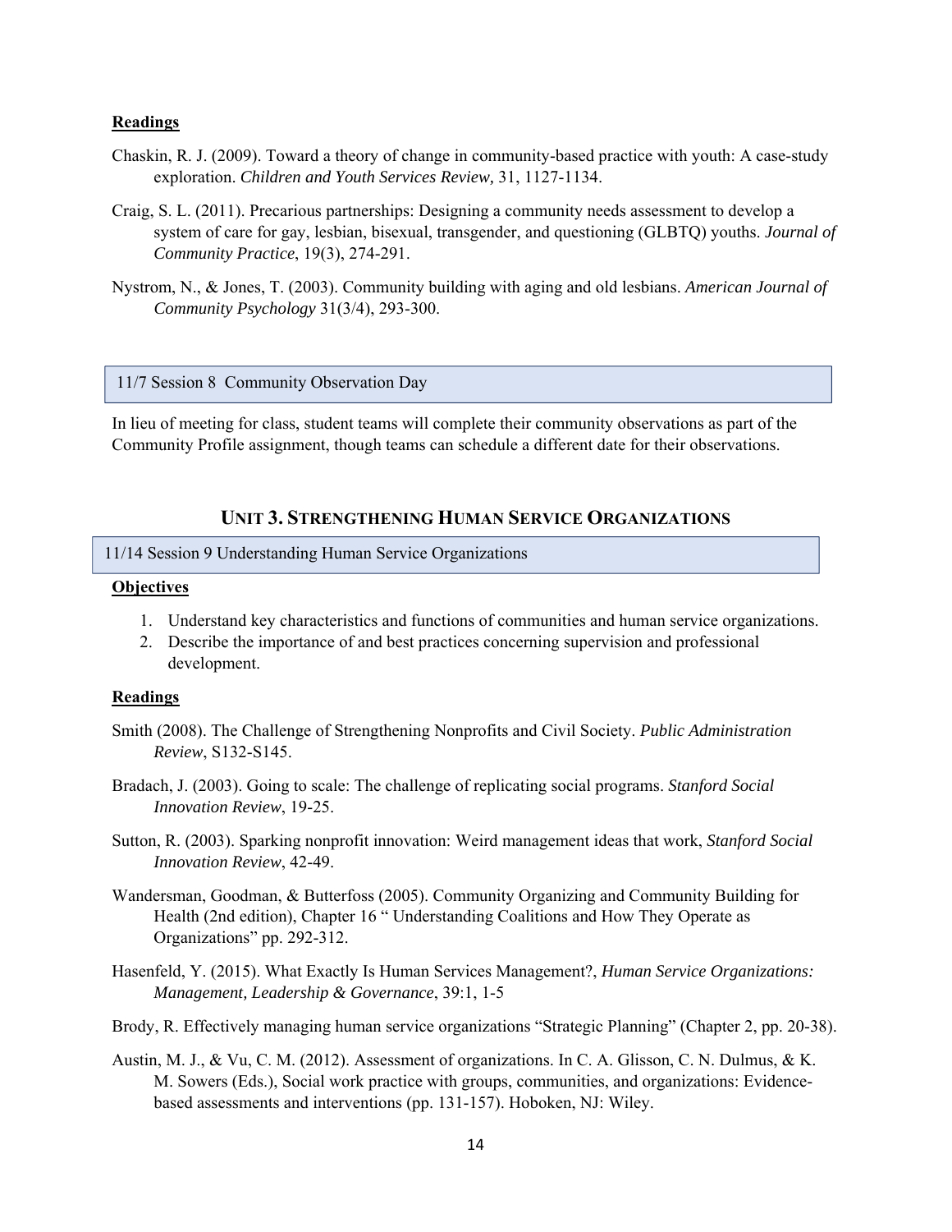**Readings**

Chaskin, R. J. (2009). Toward a theory of change in community-based practice with youth: A case-study exploration. *Children and Youth Services Review,* 31, 1127-1134.

Craig, S. L. (2011). Precarious partnerships: Designing a community needs assessment to develop a system of care for gay, lesbian, bisexual, transgender, and questioning (GLBTQ) youths. *Journal of Community Practice*, 19(3), 274-291.

Nystrom, N., & Jones, T. (2003). Community building with aging and old lesbians. *American Journal of Community Psychology* 31(3/4), 293-300.

### 11/7 Session 8 Community Observation Day

In lieu of meeting for class, student teams will complete their community observations as part of the Community Profile assignment, though teams can schedule a different date for their observations.

## UNIT 3. STRENGTHENING HUMAN SERVICE ORGANIZATIONS

### 11/14 Session 9 Understanding Human Service Organizations

**Objectives**

1. Understand key characteristics and functions of communities and human service organizations.
2. Describe the importance of and best practices concerning supervision and professional development.

**Readings**

Smith (2008). The Challenge of Strengthening Nonprofits and Civil Society. *Public Administration Review*, S132-S145.

Bradach, J. (2003). Going to scale: The challenge of replicating social programs. *Stanford Social Innovation Review*, 19-25.

Sutton, R. (2003). Sparking nonprofit innovation: Weird management ideas that work, *Stanford Social Innovation Review*, 42-49.

Wandersman, Goodman, & Butterfoss (2005). Community Organizing and Community Building for Health (2nd edition), Chapter 16 " Understanding Coalitions and How They Operate as Organizations" pp. 292-312.

Hasenfeld, Y. (2015). What Exactly Is Human Services Management?, *Human Service Organizations: Management, Leadership & Governance*, 39:1, 1-5

Brody, R. Effectively managing human service organizations "Strategic Planning" (Chapter 2, pp. 20-38).

Austin, M. J., & Vu, C. M. (2012). Assessment of organizations. In C. A. Glisson, C. N. Dulmus, & K. M. Sowers (Eds.), Social work practice with groups, communities, and organizations: Evidence-based assessments and interventions (pp. 131-157). Hoboken, NJ: Wiley.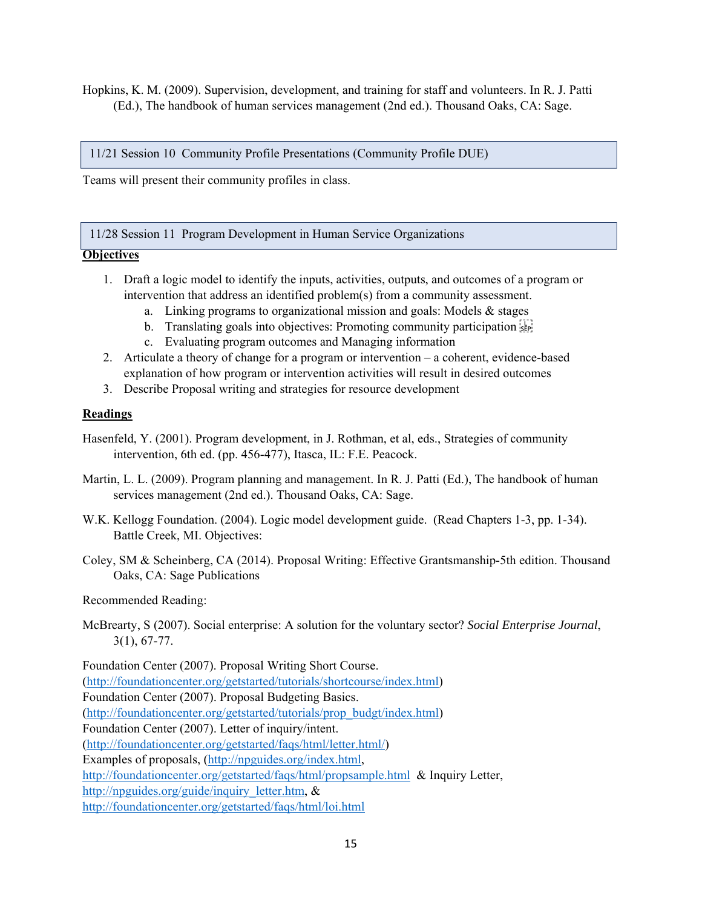Hopkins, K. M. (2009). Supervision, development, and training for staff and volunteers. In R. J. Patti (Ed.), The handbook of human services management (2nd ed.). Thousand Oaks, CA: Sage.

## 11/21 Session 10 Community Profile Presentations (Community Profile DUE)

Teams will present their community profiles in class.

## 11/28 Session 11 Program Development in Human Service Organizations

**Objectives**

1. Draft a logic model to identify the inputs, activities, outputs, and outcomes of a program or intervention that address an identified problem(s) from a community assessment.
   a. Linking programs to organizational mission and goals: Models & stages
   b. Translating goals into objectives: Promoting community participation
   c. Evaluating program outcomes and Managing information
2. Articulate a theory of change for a program or intervention – a coherent, evidence-based explanation of how program or intervention activities will result in desired outcomes
3. Describe Proposal writing and strategies for resource development

**Readings**

Hasenfeld, Y. (2001). Program development, in J. Rothman, et al, eds., Strategies of community intervention, 6th ed. (pp. 456-477), Itasca, IL: F.E. Peacock.

Martin, L. L. (2009). Program planning and management. In R. J. Patti (Ed.), The handbook of human services management (2nd ed.). Thousand Oaks, CA: Sage.

W.K. Kellogg Foundation. (2004). Logic model development guide. (Read Chapters 1-3, pp. 1-34). Battle Creek, MI. Objectives:

Coley, SM & Scheinberg, CA (2014). Proposal Writing: Effective Grantsmanship-5th edition. Thousand Oaks, CA: Sage Publications

Recommended Reading:

McBrearty, S (2007). Social enterprise: A solution for the voluntary sector? *Social Enterprise Journal*, 3(1), 67-77.

Foundation Center (2007). Proposal Writing Short Course. (http://foundationcenter.org/getstarted/tutorials/shortcourse/index.html)
Foundation Center (2007). Proposal Budgeting Basics. (http://foundationcenter.org/getstarted/tutorials/prop_budgt/index.html)
Foundation Center (2007). Letter of inquiry/intent. (http://foundationcenter.org/getstarted/faqs/html/letter.html/)
Examples of proposals, (http://npguides.org/index.html, http://foundationcenter.org/getstarted/faqs/html/propsample.html & Inquiry Letter, http://npguides.org/guide/inquiry_letter.htm, & http://foundationcenter.org/getstarted/faqs/html/loi.html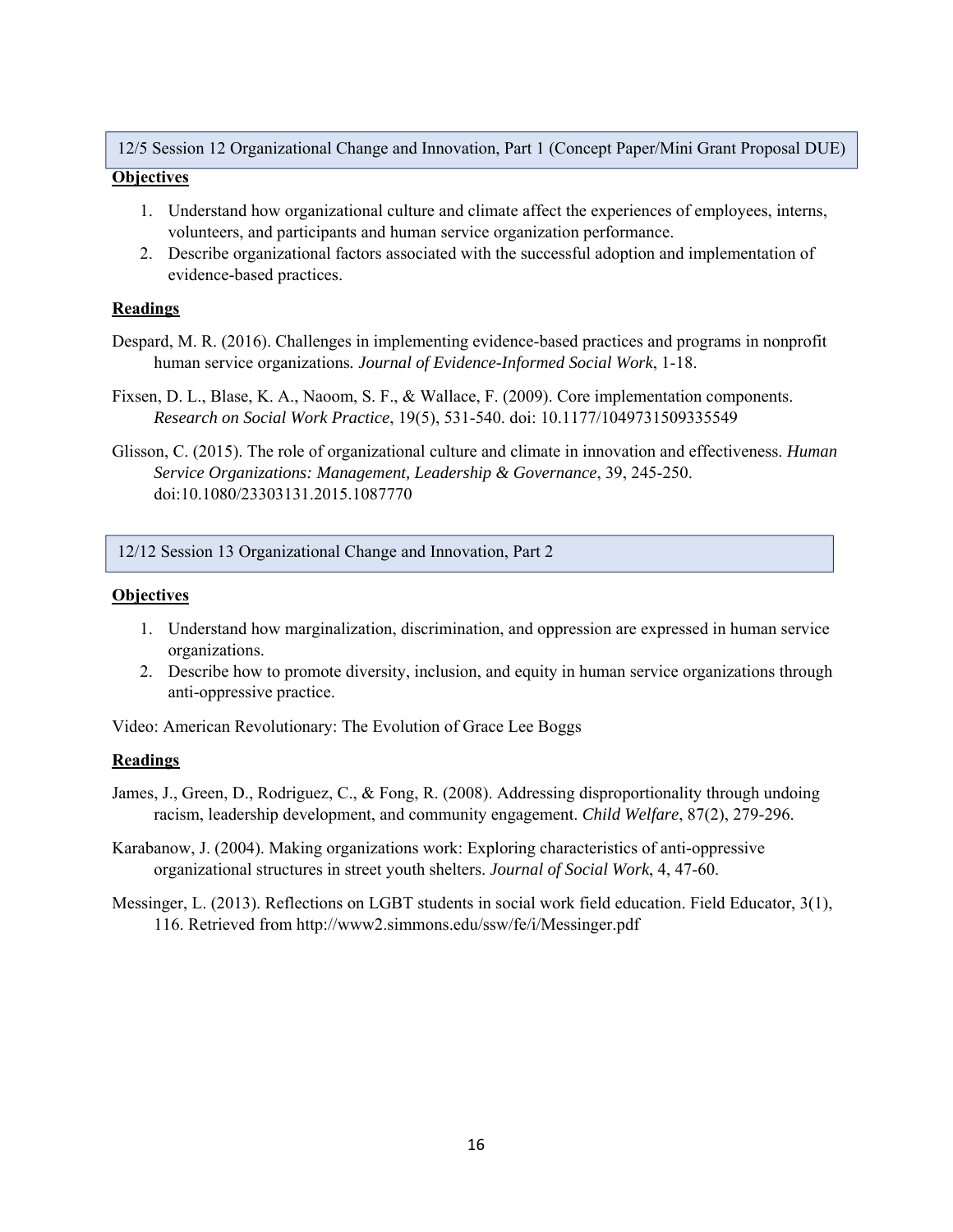## 12/5 Session 12 Organizational Change and Innovation, Part 1 (Concept Paper/Mini Grant Proposal DUE)

**Objectives**

1. Understand how organizational culture and climate affect the experiences of employees, interns, volunteers, and participants and human service organization performance.
2. Describe organizational factors associated with the successful adoption and implementation of evidence-based practices.

**Readings**

Despard, M. R. (2016). Challenges in implementing evidence-based practices and programs in nonprofit human service organizations*.* *Journal of Evidence-Informed Social Work*, 1-18.

Fixsen, D. L., Blase, K. A., Naoom, S. F., & Wallace, F. (2009). Core implementation components. *Research on Social Work Practice*, 19(5), 531-540. doi: 10.1177/1049731509335549

Glisson, C. (2015). The role of organizational culture and climate in innovation and effectiveness. *Human Service Organizations: Management, Leadership & Governance*, 39, 245-250. doi:10.1080/23303131.2015.1087770

## 12/12 Session 13 Organizational Change and Innovation, Part 2

**Objectives**

1. Understand how marginalization, discrimination, and oppression are expressed in human service organizations.
2. Describe how to promote diversity, inclusion, and equity in human service organizations through anti-oppressive practice.

Video: American Revolutionary: The Evolution of Grace Lee Boggs

**Readings**

James, J., Green, D., Rodriguez, C., & Fong, R. (2008). Addressing disproportionality through undoing racism, leadership development, and community engagement. *Child Welfare*, 87(2), 279-296.

Karabanow, J. (2004). Making organizations work: Exploring characteristics of anti-oppressive organizational structures in street youth shelters. *Journal of Social Work*, 4, 47-60.

Messinger, L. (2013). Reflections on LGBT students in social work field education. Field Educator, 3(1), 116. Retrieved from http://www2.simmons.edu/ssw/fe/i/Messinger.pdf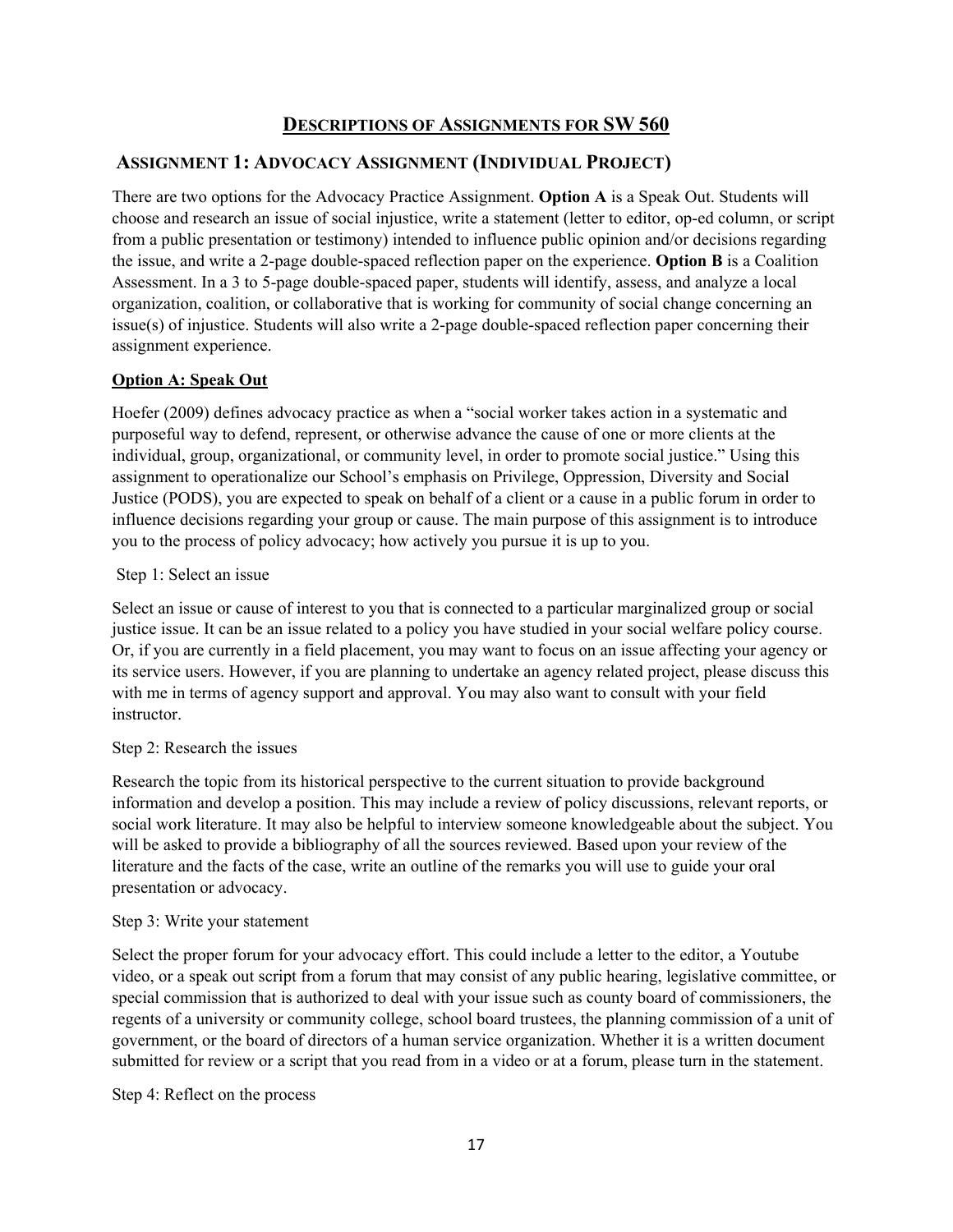## DESCRIPTIONS OF ASSIGNMENTS FOR SW 560

### ASSIGNMENT 1: ADVOCACY ASSIGNMENT (INDIVIDUAL PROJECT)

There are two options for the Advocacy Practice Assignment. **Option A** is a Speak Out. Students will choose and research an issue of social injustice, write a statement (letter to editor, op-ed column, or script from a public presentation or testimony) intended to influence public opinion and/or decisions regarding the issue, and write a 2-page double-spaced reflection paper on the experience. **Option B** is a Coalition Assessment. In a 3 to 5-page double-spaced paper, students will identify, assess, and analyze a local organization, coalition, or collaborative that is working for community of social change concerning an issue(s) of injustice. Students will also write a 2-page double-spaced reflection paper concerning their assignment experience.

**Option A: Speak Out**

Hoefer (2009) defines advocacy practice as when a "social worker takes action in a systematic and purposeful way to defend, represent, or otherwise advance the cause of one or more clients at the individual, group, organizational, or community level, in order to promote social justice." Using this assignment to operationalize our School's emphasis on Privilege, Oppression, Diversity and Social Justice (PODS), you are expected to speak on behalf of a client or a cause in a public forum in order to influence decisions regarding your group or cause. The main purpose of this assignment is to introduce you to the process of policy advocacy; how actively you pursue it is up to you.

Step 1: Select an issue

Select an issue or cause of interest to you that is connected to a particular marginalized group or social justice issue. It can be an issue related to a policy you have studied in your social welfare policy course. Or, if you are currently in a field placement, you may want to focus on an issue affecting your agency or its service users. However, if you are planning to undertake an agency related project, please discuss this with me in terms of agency support and approval. You may also want to consult with your field instructor.

Step 2: Research the issues

Research the topic from its historical perspective to the current situation to provide background information and develop a position. This may include a review of policy discussions, relevant reports, or social work literature. It may also be helpful to interview someone knowledgeable about the subject. You will be asked to provide a bibliography of all the sources reviewed. Based upon your review of the literature and the facts of the case, write an outline of the remarks you will use to guide your oral presentation or advocacy.

Step 3: Write your statement

Select the proper forum for your advocacy effort. This could include a letter to the editor, a Youtube video, or a speak out script from a forum that may consist of any public hearing, legislative committee, or special commission that is authorized to deal with your issue such as county board of commissioners, the regents of a university or community college, school board trustees, the planning commission of a unit of government, or the board of directors of a human service organization. Whether it is a written document submitted for review or a script that you read from in a video or at a forum, please turn in the statement.

Step 4: Reflect on the process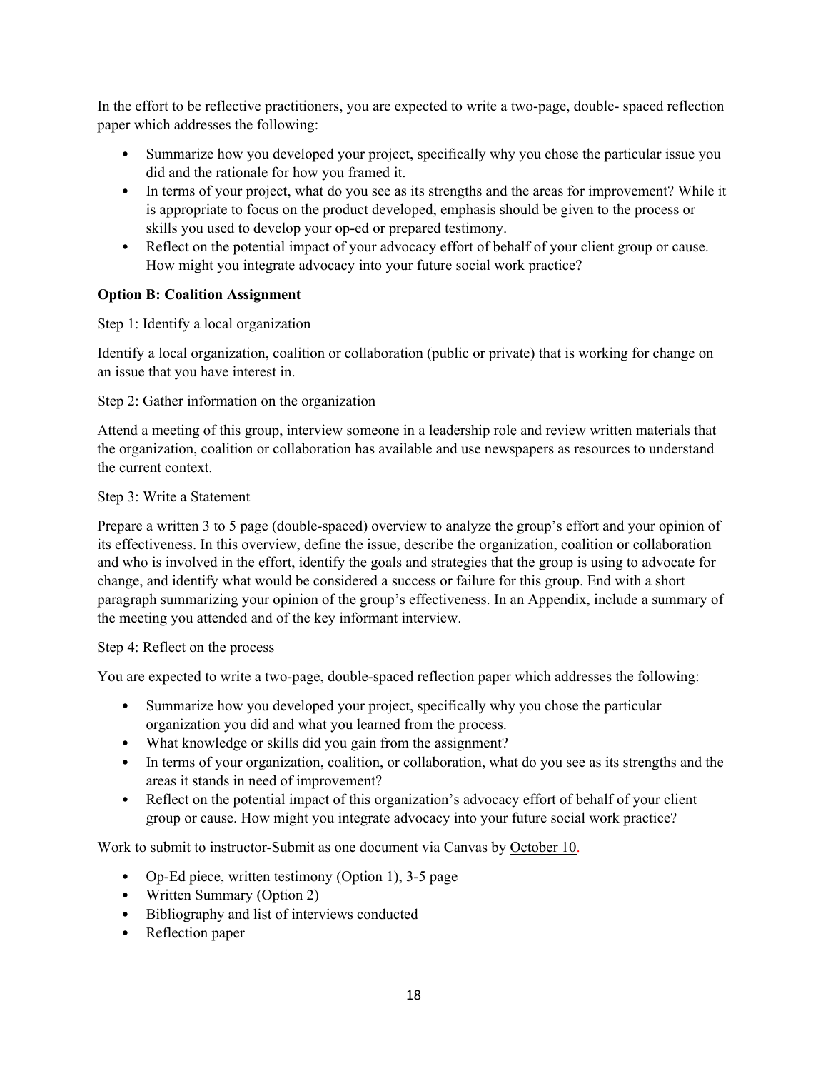In the effort to be reflective practitioners, you are expected to write a two-page, double- spaced reflection paper which addresses the following:

- Summarize how you developed your project, specifically why you chose the particular issue you did and the rationale for how you framed it.
- In terms of your project, what do you see as its strengths and the areas for improvement? While it is appropriate to focus on the product developed, emphasis should be given to the process or skills you used to develop your op-ed or prepared testimony.
- Reflect on the potential impact of your advocacy effort of behalf of your client group or cause. How might you integrate advocacy into your future social work practice?

**Option B: Coalition Assignment**

Step 1: Identify a local organization

Identify a local organization, coalition or collaboration (public or private) that is working for change on an issue that you have interest in.

Step 2: Gather information on the organization

Attend a meeting of this group, interview someone in a leadership role and review written materials that the organization, coalition or collaboration has available and use newspapers as resources to understand the current context.

Step 3: Write a Statement

Prepare a written 3 to 5 page (double-spaced) overview to analyze the group's effort and your opinion of its effectiveness. In this overview, define the issue, describe the organization, coalition or collaboration and who is involved in the effort, identify the goals and strategies that the group is using to advocate for change, and identify what would be considered a success or failure for this group. End with a short paragraph summarizing your opinion of the group's effectiveness. In an Appendix, include a summary of the meeting you attended and of the key informant interview.

Step 4: Reflect on the process

You are expected to write a two-page, double-spaced reflection paper which addresses the following:

- Summarize how you developed your project, specifically why you chose the particular organization you did and what you learned from the process.
- What knowledge or skills did you gain from the assignment?
- In terms of your organization, coalition, or collaboration, what do you see as its strengths and the areas it stands in need of improvement?
- Reflect on the potential impact of this organization's advocacy effort of behalf of your client group or cause. How might you integrate advocacy into your future social work practice?

Work to submit to instructor-Submit as one document via Canvas by October 10.

- Op-Ed piece, written testimony (Option 1), 3-5 page
- Written Summary (Option 2)
- Bibliography and list of interviews conducted
- Reflection paper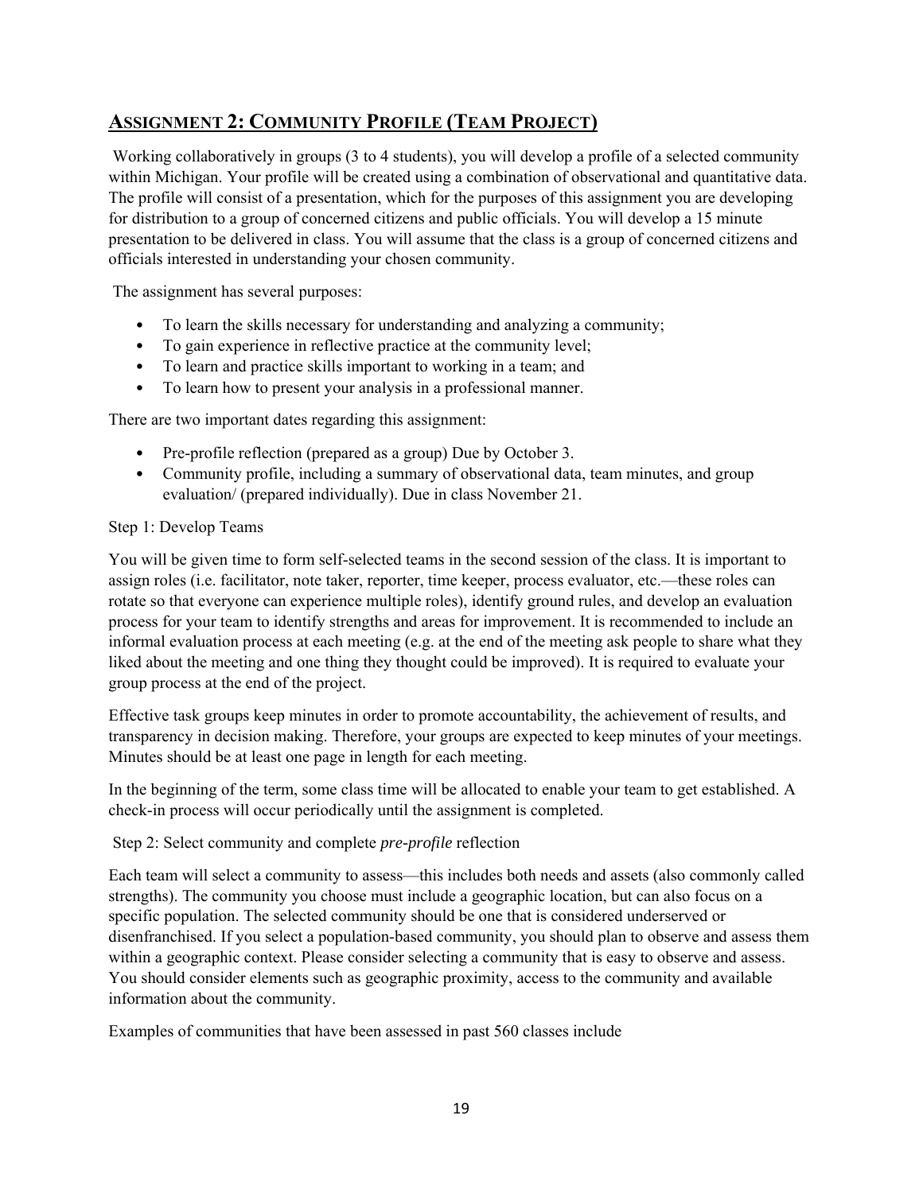## ASSIGNMENT 2: COMMUNITY PROFILE (TEAM PROJECT)

Working collaboratively in groups (3 to 4 students), you will develop a profile of a selected community within Michigan. Your profile will be created using a combination of observational and quantitative data. The profile will consist of a presentation, which for the purposes of this assignment you are developing for distribution to a group of concerned citizens and public officials. You will develop a 15 minute presentation to be delivered in class. You will assume that the class is a group of concerned citizens and officials interested in understanding your chosen community.

The assignment has several purposes:

- To learn the skills necessary for understanding and analyzing a community;
- To gain experience in reflective practice at the community level;
- To learn and practice skills important to working in a team; and
- To learn how to present your analysis in a professional manner.

There are two important dates regarding this assignment:

- Pre-profile reflection (prepared as a group) Due by October 3.
- Community profile, including a summary of observational data, team minutes, and group evaluation/ (prepared individually). Due in class November 21.

Step 1: Develop Teams

You will be given time to form self-selected teams in the second session of the class. It is important to assign roles (i.e. facilitator, note taker, reporter, time keeper, process evaluator, etc.—these roles can rotate so that everyone can experience multiple roles), identify ground rules, and develop an evaluation process for your team to identify strengths and areas for improvement. It is recommended to include an informal evaluation process at each meeting (e.g. at the end of the meeting ask people to share what they liked about the meeting and one thing they thought could be improved). It is required to evaluate your group process at the end of the project.

Effective task groups keep minutes in order to promote accountability, the achievement of results, and transparency in decision making. Therefore, your groups are expected to keep minutes of your meetings. Minutes should be at least one page in length for each meeting.

In the beginning of the term, some class time will be allocated to enable your team to get established. A check-in process will occur periodically until the assignment is completed.

Step 2: Select community and complete *pre-profile* reflection

Each team will select a community to assess—this includes both needs and assets (also commonly called strengths). The community you choose must include a geographic location, but can also focus on a specific population. The selected community should be one that is considered underserved or disenfranchised. If you select a population-based community, you should plan to observe and assess them within a geographic context. Please consider selecting a community that is easy to observe and assess. You should consider elements such as geographic proximity, access to the community and available information about the community.

Examples of communities that have been assessed in past 560 classes include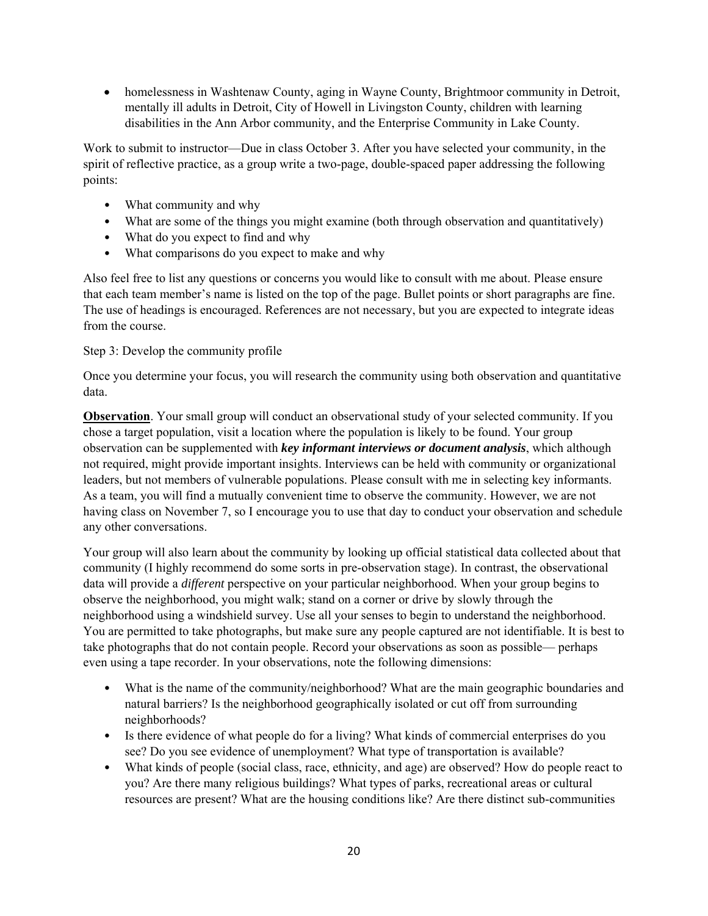- homelessness in Washtenaw County, aging in Wayne County, Brightmoor community in Detroit, mentally ill adults in Detroit, City of Howell in Livingston County, children with learning disabilities in the Ann Arbor community, and the Enterprise Community in Lake County.

Work to submit to instructor—Due in class October 3. After you have selected your community, in the spirit of reflective practice, as a group write a two-page, double-spaced paper addressing the following points:

- What community and why
- What are some of the things you might examine (both through observation and quantitatively)
- What do you expect to find and why
- What comparisons do you expect to make and why

Also feel free to list any questions or concerns you would like to consult with me about. Please ensure that each team member's name is listed on the top of the page. Bullet points or short paragraphs are fine. The use of headings is encouraged. References are not necessary, but you are expected to integrate ideas from the course.

Step 3: Develop the community profile

Once you determine your focus, you will research the community using both observation and quantitative data.

**Observation**. Your small group will conduct an observational study of your selected community. If you chose a target population, visit a location where the population is likely to be found. Your group observation can be supplemented with ***key informant interviews or document analysis***, which although not required, might provide important insights. Interviews can be held with community or organizational leaders, but not members of vulnerable populations. Please consult with me in selecting key informants. As a team, you will find a mutually convenient time to observe the community. However, we are not having class on November 7, so I encourage you to use that day to conduct your observation and schedule any other conversations.

Your group will also learn about the community by looking up official statistical data collected about that community (I highly recommend do some sorts in pre-observation stage). In contrast, the observational data will provide a *different* perspective on your particular neighborhood. When your group begins to observe the neighborhood, you might walk; stand on a corner or drive by slowly through the neighborhood using a windshield survey. Use all your senses to begin to understand the neighborhood. You are permitted to take photographs, but make sure any people captured are not identifiable. It is best to take photographs that do not contain people. Record your observations as soon as possible— perhaps even using a tape recorder. In your observations, note the following dimensions:

- What is the name of the community/neighborhood? What are the main geographic boundaries and natural barriers? Is the neighborhood geographically isolated or cut off from surrounding neighborhoods?
- Is there evidence of what people do for a living? What kinds of commercial enterprises do you see? Do you see evidence of unemployment? What type of transportation is available?
- What kinds of people (social class, race, ethnicity, and age) are observed? How do people react to you? Are there many religious buildings? What types of parks, recreational areas or cultural resources are present? What are the housing conditions like? Are there distinct sub-communities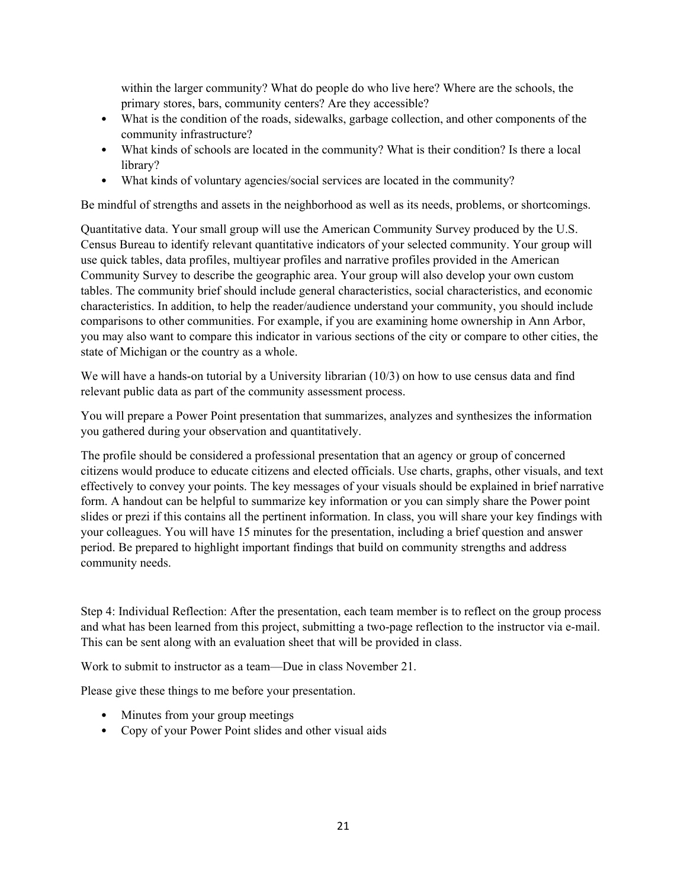within the larger community? What do people do who live here? Where are the schools, the primary stores, bars, community centers? Are they accessible?

- What is the condition of the roads, sidewalks, garbage collection, and other components of the community infrastructure?
- What kinds of schools are located in the community? What is their condition? Is there a local library?
- What kinds of voluntary agencies/social services are located in the community?

Be mindful of strengths and assets in the neighborhood as well as its needs, problems, or shortcomings.

Quantitative data. Your small group will use the American Community Survey produced by the U.S. Census Bureau to identify relevant quantitative indicators of your selected community. Your group will use quick tables, data profiles, multiyear profiles and narrative profiles provided in the American Community Survey to describe the geographic area. Your group will also develop your own custom tables. The community brief should include general characteristics, social characteristics, and economic characteristics. In addition, to help the reader/audience understand your community, you should include comparisons to other communities. For example, if you are examining home ownership in Ann Arbor, you may also want to compare this indicator in various sections of the city or compare to other cities, the state of Michigan or the country as a whole.

We will have a hands-on tutorial by a University librarian (10/3) on how to use census data and find relevant public data as part of the community assessment process.

You will prepare a Power Point presentation that summarizes, analyzes and synthesizes the information you gathered during your observation and quantitatively.

The profile should be considered a professional presentation that an agency or group of concerned citizens would produce to educate citizens and elected officials. Use charts, graphs, other visuals, and text effectively to convey your points. The key messages of your visuals should be explained in brief narrative form. A handout can be helpful to summarize key information or you can simply share the Power point slides or prezi if this contains all the pertinent information. In class, you will share your key findings with your colleagues. You will have 15 minutes for the presentation, including a brief question and answer period. Be prepared to highlight important findings that build on community strengths and address community needs.

Step 4: Individual Reflection: After the presentation, each team member is to reflect on the group process and what has been learned from this project, submitting a two-page reflection to the instructor via e-mail. This can be sent along with an evaluation sheet that will be provided in class.

Work to submit to instructor as a team—Due in class November 21.

Please give these things to me before your presentation.

- Minutes from your group meetings
- Copy of your Power Point slides and other visual aids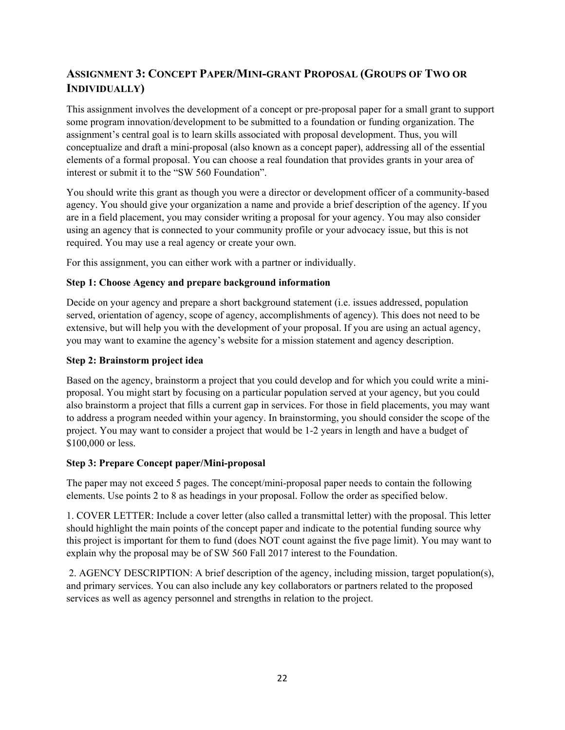## ASSIGNMENT 3: CONCEPT PAPER/MINI-GRANT PROPOSAL (GROUPS OF TWO OR INDIVIDUALLY)

This assignment involves the development of a concept or pre-proposal paper for a small grant to support some program innovation/development to be submitted to a foundation or funding organization. The assignment's central goal is to learn skills associated with proposal development. Thus, you will conceptualize and draft a mini-proposal (also known as a concept paper), addressing all of the essential elements of a formal proposal. You can choose a real foundation that provides grants in your area of interest or submit it to the "SW 560 Foundation".

You should write this grant as though you were a director or development officer of a community-based agency. You should give your organization a name and provide a brief description of the agency. If you are in a field placement, you may consider writing a proposal for your agency. You may also consider using an agency that is connected to your community profile or your advocacy issue, but this is not required. You may use a real agency or create your own.

For this assignment, you can either work with a partner or individually.

**Step 1: Choose Agency and prepare background information**

Decide on your agency and prepare a short background statement (i.e. issues addressed, population served, orientation of agency, scope of agency, accomplishments of agency). This does not need to be extensive, but will help you with the development of your proposal. If you are using an actual agency, you may want to examine the agency's website for a mission statement and agency description.

**Step 2: Brainstorm project idea**

Based on the agency, brainstorm a project that you could develop and for which you could write a mini-proposal. You might start by focusing on a particular population served at your agency, but you could also brainstorm a project that fills a current gap in services. For those in field placements, you may want to address a program needed within your agency. In brainstorming, you should consider the scope of the project. You may want to consider a project that would be 1-2 years in length and have a budget of $100,000 or less.

**Step 3: Prepare Concept paper/Mini-proposal**

The paper may not exceed 5 pages. The concept/mini-proposal paper needs to contain the following elements. Use points 2 to 8 as headings in your proposal. Follow the order as specified below.

1. COVER LETTER: Include a cover letter (also called a transmittal letter) with the proposal. This letter should highlight the main points of the concept paper and indicate to the potential funding source why this project is important for them to fund (does NOT count against the five page limit). You may want to explain why the proposal may be of SW 560 Fall 2017 interest to the Foundation.

2. AGENCY DESCRIPTION: A brief description of the agency, including mission, target population(s), and primary services. You can also include any key collaborators or partners related to the proposed services as well as agency personnel and strengths in relation to the project.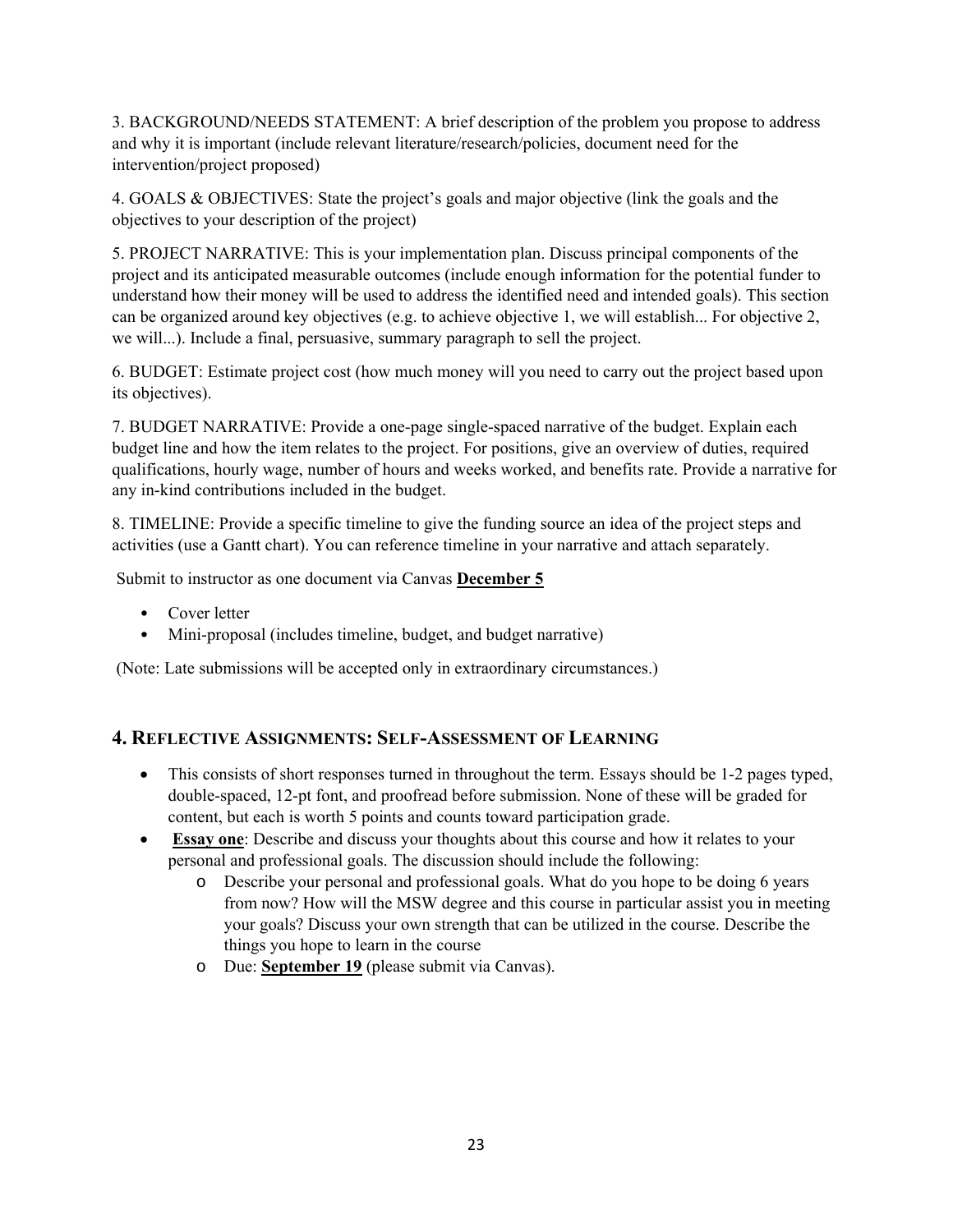3. BACKGROUND/NEEDS STATEMENT: A brief description of the problem you propose to address and why it is important (include relevant literature/research/policies, document need for the intervention/project proposed)

4. GOALS & OBJECTIVES: State the project's goals and major objective (link the goals and the objectives to your description of the project)

5. PROJECT NARRATIVE: This is your implementation plan. Discuss principal components of the project and its anticipated measurable outcomes (include enough information for the potential funder to understand how their money will be used to address the identified need and intended goals). This section can be organized around key objectives (e.g. to achieve objective 1, we will establish... For objective 2, we will...). Include a final, persuasive, summary paragraph to sell the project.

6. BUDGET: Estimate project cost (how much money will you need to carry out the project based upon its objectives).

7. BUDGET NARRATIVE: Provide a one-page single-spaced narrative of the budget. Explain each budget line and how the item relates to the project. For positions, give an overview of duties, required qualifications, hourly wage, number of hours and weeks worked, and benefits rate. Provide a narrative for any in-kind contributions included in the budget.

8. TIMELINE: Provide a specific timeline to give the funding source an idea of the project steps and activities (use a Gantt chart). You can reference timeline in your narrative and attach separately.

Submit to instructor as one document via Canvas **December 5**

- Cover letter
- Mini-proposal (includes timeline, budget, and budget narrative)

(Note: Late submissions will be accepted only in extraordinary circumstances.)

## 4. Reflective Assignments: Self-Assessment of Learning

- This consists of short responses turned in throughout the term. Essays should be 1-2 pages typed, double-spaced, 12-pt font, and proofread before submission. None of these will be graded for content, but each is worth 5 points and counts toward participation grade.
- **Essay one**: Describe and discuss your thoughts about this course and how it relates to your personal and professional goals. The discussion should include the following:
    - Describe your personal and professional goals. What do you hope to be doing 6 years from now? How will the MSW degree and this course in particular assist you in meeting your goals? Discuss your own strength that can be utilized in the course. Describe the things you hope to learn in the course
    - Due: **September 19** (please submit via Canvas).